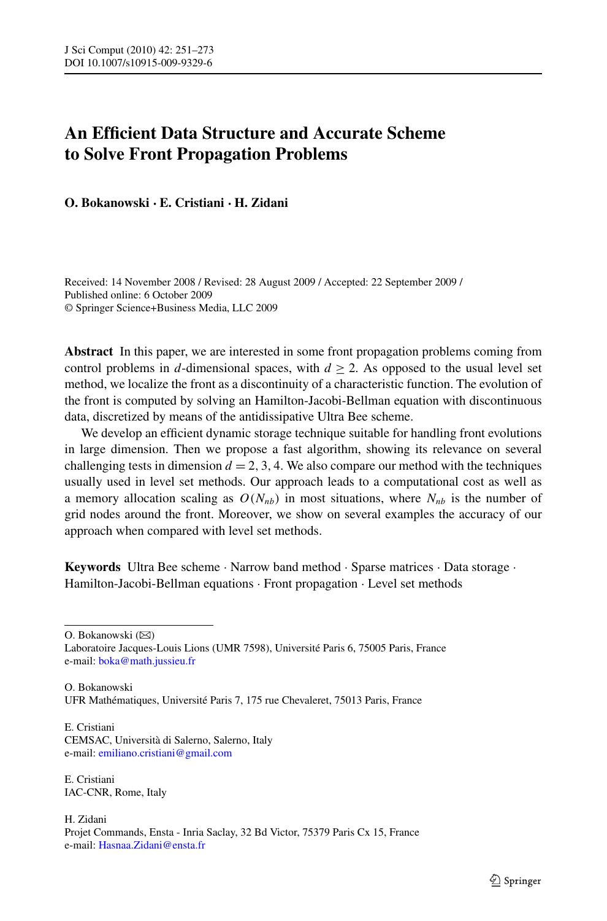# An Efficient Data Structure and Accurate Scheme to Solve Front Propagation Problems

**O. Bokanowski · E. Cristiani · H. Zidani**

Received: 14 November 2008 / Revised: 28 August 2009 / Accepted: 22 September 2009 /
Published online: 6 October 2009
© Springer Science+Business Media, LLC 2009

**Abstract** In this paper, we are interested in some front propagation problems coming from control problems in $d$-dimensional spaces, with $d \geq 2$. As opposed to the usual level set method, we localize the front as a discontinuity of a characteristic function. The evolution of the front is computed by solving an Hamilton-Jacobi-Bellman equation with discontinuous data, discretized by means of the antidissipative Ultra Bee scheme.

We develop an efficient dynamic storage technique suitable for handling front evolutions in large dimension. Then we propose a fast algorithm, showing its relevance on several challenging tests in dimension $d = 2, 3, 4$. We also compare our method with the techniques usually used in level set methods. Our approach leads to a computational cost as well as a memory allocation scaling as $O(N_{nb})$ in most situations, where $N_{nb}$ is the number of grid nodes around the front. Moreover, we show on several examples the accuracy of our approach when compared with level set methods.

**Keywords** Ultra Bee scheme · Narrow band method · Sparse matrices · Data storage · Hamilton-Jacobi-Bellman equations · Front propagation · Level set methods

---

O. Bokanowski (✉)
Laboratoire Jacques-Louis Lions (UMR 7598), Université Paris 6, 75005 Paris, France
e-mail: boka@math.jussieu.fr

O. Bokanowski
UFR Mathématiques, Université Paris 7, 175 rue Chevaleret, 75013 Paris, France

E. Cristiani
CEMSAC, Università di Salerno, Salerno, Italy
e-mail: emiliano.cristiani@gmail.com

E. Cristiani
IAC-CNR, Rome, Italy

H. Zidani
Projet Commands, Ensta - Inria Saclay, 32 Bd Victor, 75379 Paris Cx 15, France
e-mail: Hasnaa.Zidani@ensta.fr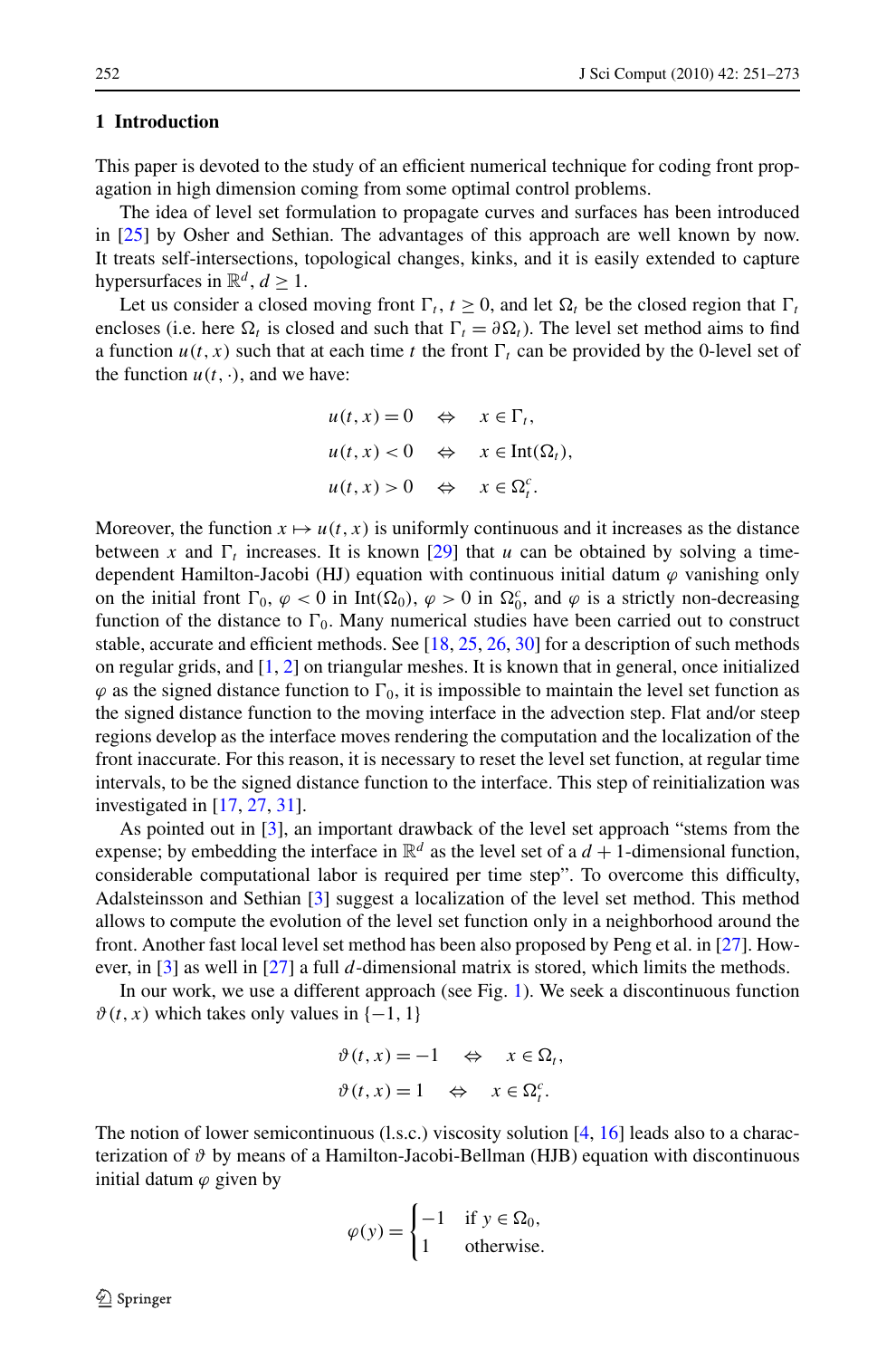## 1 Introduction

This paper is devoted to the study of an efficient numerical technique for coding front propagation in high dimension coming from some optimal control problems.

The idea of level set formulation to propagate curves and surfaces has been introduced in [25] by Osher and Sethian. The advantages of this approach are well known by now. It treats self-intersections, topological changes, kinks, and it is easily extended to capture hypersurfaces in $\mathbb{R}^d$, $d \geq 1$.

Let us consider a closed moving front $\Gamma_t$, $t \geq 0$, and let $\Omega_t$ be the closed region that $\Gamma_t$ encloses (i.e. here $\Omega_t$ is closed and such that $\Gamma_t = \partial\Omega_t$). The level set method aims to find a function $u(t,x)$ such that at each time $t$ the front $\Gamma_t$ can be provided by the 0-level set of the function $u(t,\cdot)$, and we have:

$$
\begin{aligned}
u(t,x) = 0 \quad &\Leftrightarrow \quad x \in \Gamma_t, \\
u(t,x) < 0 \quad &\Leftrightarrow \quad x \in \mathrm{Int}(\Omega_t), \\
u(t,x) > 0 \quad &\Leftrightarrow \quad x \in \Omega_t^c.
\end{aligned}
$$

Moreover, the function $x \mapsto u(t,x)$ is uniformly continuous and it increases as the distance between $x$ and $\Gamma_t$ increases. It is known [29] that $u$ can be obtained by solving a time-dependent Hamilton-Jacobi (HJ) equation with continuous initial datum $\varphi$ vanishing only on the initial front $\Gamma_0$, $\varphi < 0$ in $\mathrm{Int}(\Omega_0)$, $\varphi > 0$ in $\Omega_0^c$, and $\varphi$ is a strictly non-decreasing function of the distance to $\Gamma_0$. Many numerical studies have been carried out to construct stable, accurate and efficient methods. See [18, 25, 26, 30] for a description of such methods on regular grids, and [1, 2] on triangular meshes. It is known that in general, once initialized $\varphi$ as the signed distance function to $\Gamma_0$, it is impossible to maintain the level set function as the signed distance function to the moving interface in the advection step. Flat and/or steep regions develop as the interface moves rendering the computation and the localization of the front inaccurate. For this reason, it is necessary to reset the level set function, at regular time intervals, to be the signed distance function to the interface. This step of reinitialization was investigated in [17, 27, 31].

As pointed out in [3], an important drawback of the level set approach "stems from the expense; by embedding the interface in $\mathbb{R}^d$ as the level set of a $d+1$-dimensional function, considerable computational labor is required per time step". To overcome this difficulty, Adalsteinsson and Sethian [3] suggest a localization of the level set method. This method allows to compute the evolution of the level set function only in a neighborhood around the front. Another fast local level set method has been also proposed by Peng et al. in [27]. However, in [3] as well in [27] a full $d$-dimensional matrix is stored, which limits the methods.

In our work, we use a different approach (see Fig. 1). We seek a discontinuous function $\vartheta(t,x)$ which takes only values in $\{-1, 1\}$

$$
\begin{aligned}
\vartheta(t,x) = -1 \quad &\Leftrightarrow \quad x \in \Omega_t, \\
\vartheta(t,x) = 1 \quad &\Leftrightarrow \quad x \in \Omega_t^c.
\end{aligned}
$$

The notion of lower semicontinuous (l.s.c.) viscosity solution [4, 16] leads also to a characterization of $\vartheta$ by means of a Hamilton-Jacobi-Bellman (HJB) equation with discontinuous initial datum $\varphi$ given by

$$
\varphi(y) = \begin{cases} -1 & \text{if } y \in \Omega_0, \\ 1 & \text{otherwise.} \end{cases}
$$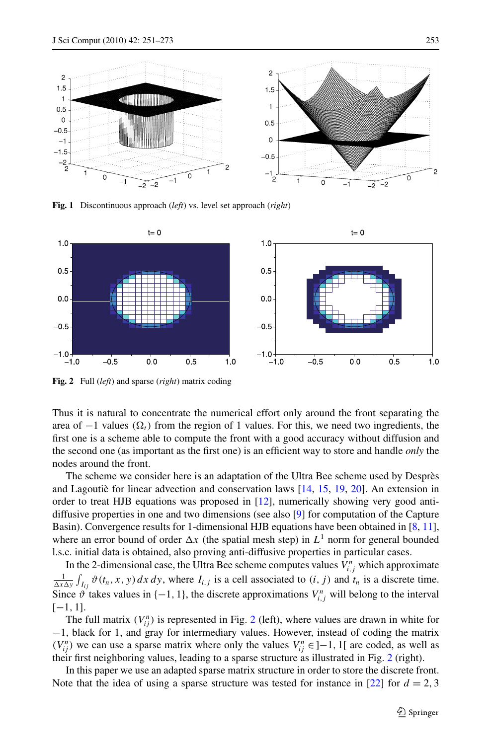**Fig. 1** Discontinuous approach (*left*) vs. level set approach (*right*)

**Fig. 2** Full (*left*) and sparse (*right*) matrix coding

Thus it is natural to concentrate the numerical effort only around the front separating the area of $-1$ values ($\Omega_t$) from the region of 1 values. For this, we need two ingredients, the first one is a scheme able to compute the front with a good accuracy without diffusion and the second one (as important as the first one) is an efficient way to store and handle *only* the nodes around the front.

The scheme we consider here is an adaptation of the Ultra Bee scheme used by Desprès and Lagoutiè for linear advection and conservation laws [14, 15, 19, 20]. An extension in order to treat HJB equations was proposed in [12], numerically showing very good anti-diffusive properties in one and two dimensions (see also [9] for computation of the Capture Basin). Convergence results for 1-dimensional HJB equations have been obtained in [8, 11], where an error bound of order $\Delta x$ (the spatial mesh step) in $L^1$ norm for general bounded l.s.c. initial data is obtained, also proving anti-diffusive properties in particular cases.

In the 2-dimensional case, the Ultra Bee scheme computes values $V_{i,j}^n$ which approximate $\frac{1}{\Delta x \Delta y}\int_{I_{ij}} \vartheta(t_n, x, y)\, dx\, dy$, where $I_{i,j}$ is a cell associated to $(i, j)$ and $t_n$ is a discrete time. Since $\vartheta$ takes values in $\{-1, 1\}$, the discrete approximations $V_{i,j}^n$ will belong to the interval $[-1, 1]$.

The full matrix $(V_{ij}^n)$ is represented in Fig. 2 (left), where values are drawn in white for $-1$, black for 1, and gray for intermediary values. However, instead of coding the matrix $(V_{ij}^n)$ we can use a sparse matrix where only the values $V_{ij}^n \in ]-1, 1[$ are coded, as well as their first neighboring values, leading to a sparse structure as illustrated in Fig. 2 (right).

In this paper we use an adapted sparse matrix structure in order to store the discrete front. Note that the idea of using a sparse structure was tested for instance in [22] for $d = 2, 3$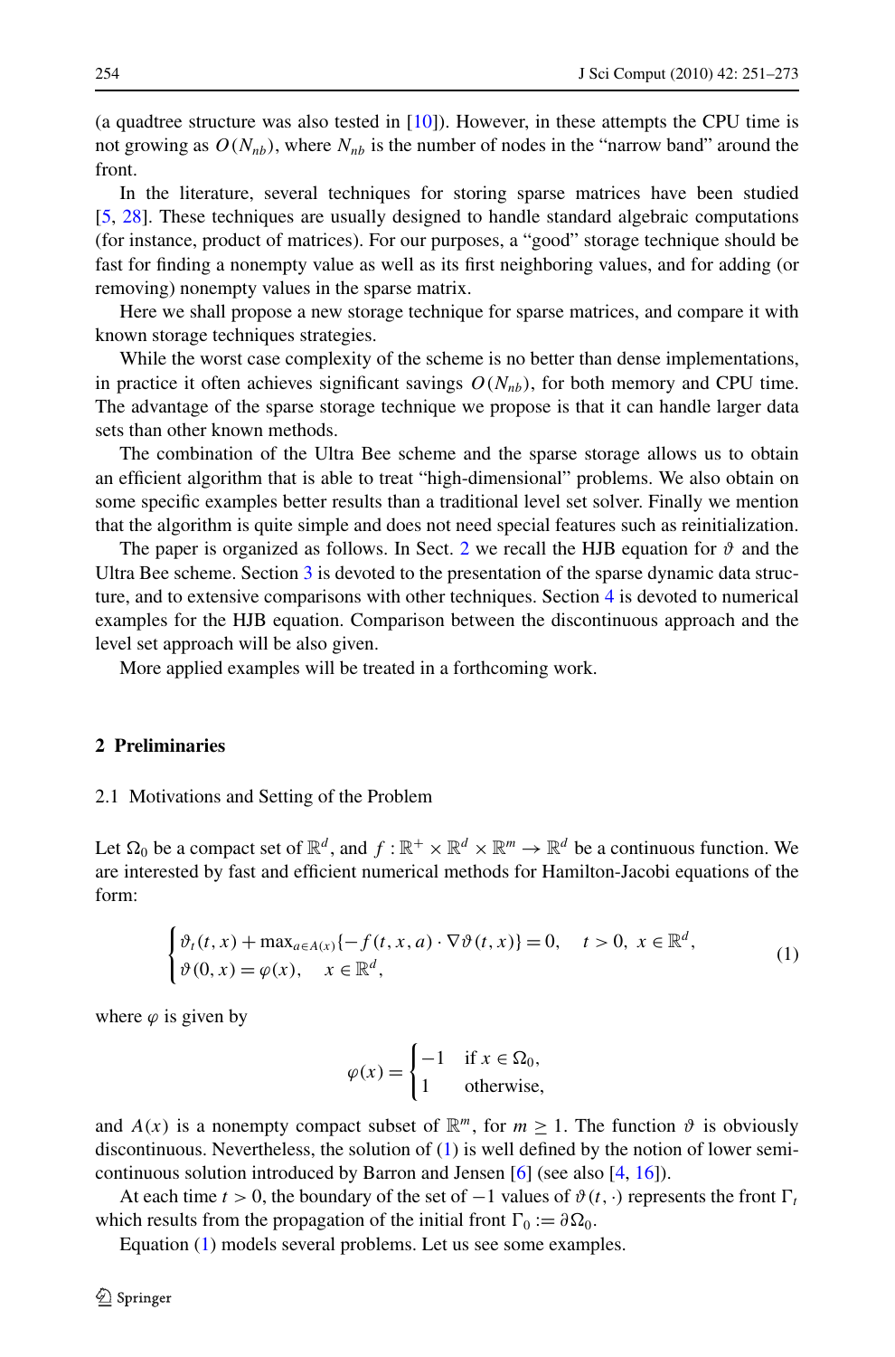(a quadtree structure was also tested in [10]). However, in these attempts the CPU time is not growing as $O(N_{nb})$, where $N_{nb}$ is the number of nodes in the "narrow band" around the front.

In the literature, several techniques for storing sparse matrices have been studied [5, 28]. These techniques are usually designed to handle standard algebraic computations (for instance, product of matrices). For our purposes, a "good" storage technique should be fast for finding a nonempty value as well as its first neighboring values, and for adding (or removing) nonempty values in the sparse matrix.

Here we shall propose a new storage technique for sparse matrices, and compare it with known storage techniques strategies.

While the worst case complexity of the scheme is no better than dense implementations, in practice it often achieves significant savings $O(N_{nb})$, for both memory and CPU time. The advantage of the sparse storage technique we propose is that it can handle larger data sets than other known methods.

The combination of the Ultra Bee scheme and the sparse storage allows us to obtain an efficient algorithm that is able to treat "high-dimensional" problems. We also obtain on some specific examples better results than a traditional level set solver. Finally we mention that the algorithm is quite simple and does not need special features such as reinitialization.

The paper is organized as follows. In Sect. 2 we recall the HJB equation for $\vartheta$ and the Ultra Bee scheme. Section 3 is devoted to the presentation of the sparse dynamic data structure, and to extensive comparisons with other techniques. Section 4 is devoted to numerical examples for the HJB equation. Comparison between the discontinuous approach and the level set approach will be also given.

More applied examples will be treated in a forthcoming work.

## 2 Preliminaries

### 2.1 Motivations and Setting of the Problem

Let $\Omega_0$ be a compact set of $\mathbb{R}^d$, and $f : \mathbb{R}^+ \times \mathbb{R}^d \times \mathbb{R}^m \to \mathbb{R}^d$ be a continuous function. We are interested by fast and efficient numerical methods for Hamilton-Jacobi equations of the form:

$$\begin{cases} \vartheta_t(t,x) + \max_{a\in A(x)}\{-f(t,x,a)\cdot\nabla\vartheta(t,x)\} = 0, & t>0,\ x\in\mathbb{R}^d, \\ \vartheta(0,x) = \varphi(x), \quad x\in\mathbb{R}^d, \end{cases} \tag{1}$$

where $\varphi$ is given by

$$\varphi(x) = \begin{cases} -1 & \text{if } x \in \Omega_0, \\ 1 & \text{otherwise,} \end{cases}$$

and $A(x)$ is a nonempty compact subset of $\mathbb{R}^m$, for $m \geq 1$. The function $\vartheta$ is obviously discontinuous. Nevertheless, the solution of (1) is well defined by the notion of lower semi-continuous solution introduced by Barron and Jensen [6] (see also [4, 16]).

At each time $t > 0$, the boundary of the set of $-1$ values of $\vartheta(t,\cdot)$ represents the front $\Gamma_t$ which results from the propagation of the initial front $\Gamma_0 := \partial\Omega_0$.

Equation (1) models several problems. Let us see some examples.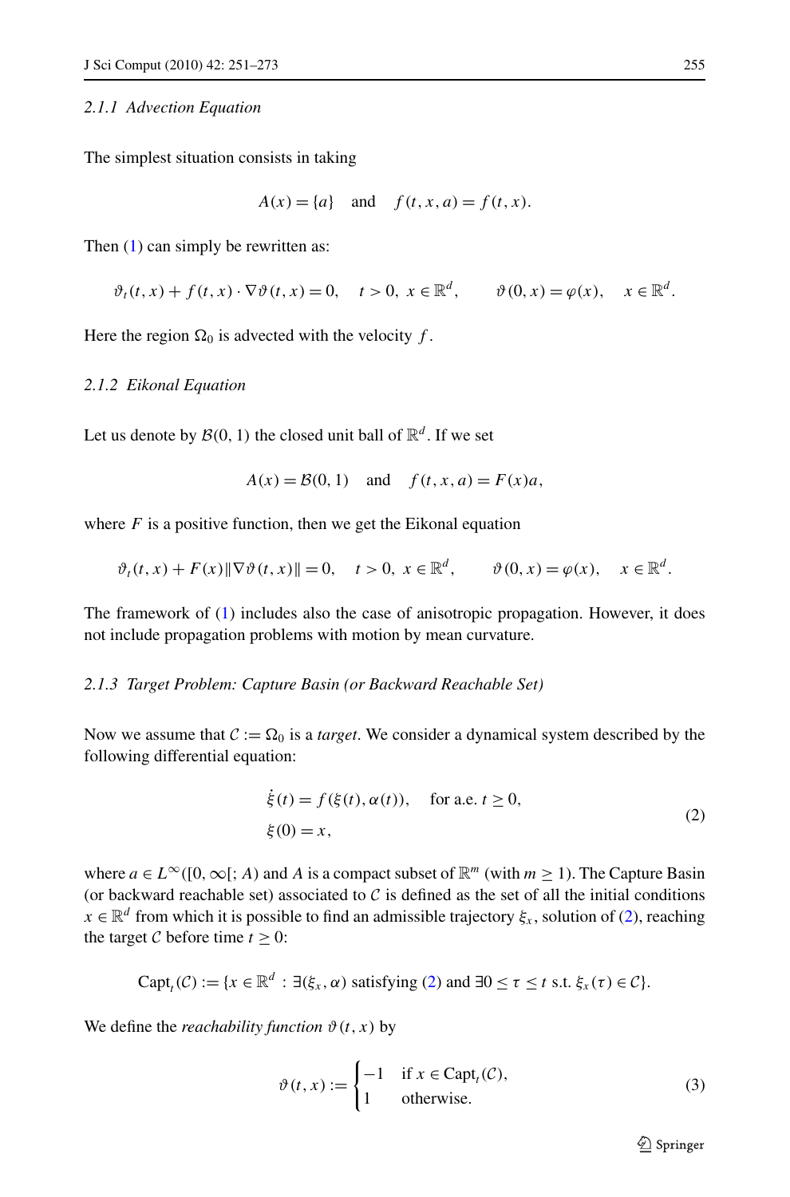#### 2.1.1 Advection Equation

The simplest situation consists in taking

$$A(x) = \{a\} \quad \text{and} \quad f(t, x, a) = f(t, x).$$

Then (1) can simply be rewritten as:

$$\vartheta_t(t, x) + f(t, x) \cdot \nabla\vartheta(t, x) = 0, \quad t > 0,\ x \in \mathbb{R}^d, \qquad \vartheta(0, x) = \varphi(x), \quad x \in \mathbb{R}^d.$$

Here the region $\Omega_0$ is advected with the velocity $f$.

#### 2.1.2 Eikonal Equation

Let us denote by $\mathcal{B}(0, 1)$ the closed unit ball of $\mathbb{R}^d$. If we set

$$A(x) = \mathcal{B}(0, 1) \quad \text{and} \quad f(t, x, a) = F(x)a,$$

where $F$ is a positive function, then we get the Eikonal equation

$$\vartheta_t(t, x) + F(x)\|\nabla\vartheta(t, x)\| = 0, \quad t > 0,\ x \in \mathbb{R}^d, \qquad \vartheta(0, x) = \varphi(x), \quad x \in \mathbb{R}^d.$$

The framework of (1) includes also the case of anisotropic propagation. However, it does not include propagation problems with motion by mean curvature.

#### 2.1.3 Target Problem: Capture Basin (or Backward Reachable Set)

Now we assume that $\mathcal{C} := \Omega_0$ is a *target*. We consider a dynamical system described by the following differential equation:

$$\begin{aligned} \dot{\xi}(t) &= f(\xi(t), \alpha(t)), \quad \text{for a.e. } t \geq 0, \\ \xi(0) &= x, \end{aligned} \tag{2}$$

where $a \in L^\infty([0, \infty[; A)$ and $A$ is a compact subset of $\mathbb{R}^m$ (with $m \geq 1$). The Capture Basin (or backward reachable set) associated to $\mathcal{C}$ is defined as the set of all the initial conditions $x \in \mathbb{R}^d$ from which it is possible to find an admissible trajectory $\xi_x$, solution of (2), reaching the target $\mathcal{C}$ before time $t \geq 0$:

$$\text{Capt}_t(\mathcal{C}) := \{x \in \mathbb{R}^d : \exists(\xi_x, \alpha) \text{ satisfying (2) and } \exists 0 \leq \tau \leq t \text{ s.t. } \xi_x(\tau) \in \mathcal{C}\}.$$

We define the *reachability function* $\vartheta(t, x)$ by

$$\vartheta(t, x) := \begin{cases} -1 & \text{if } x \in \text{Capt}_t(\mathcal{C}), \\ 1 & \text{otherwise.} \end{cases} \tag{3}$$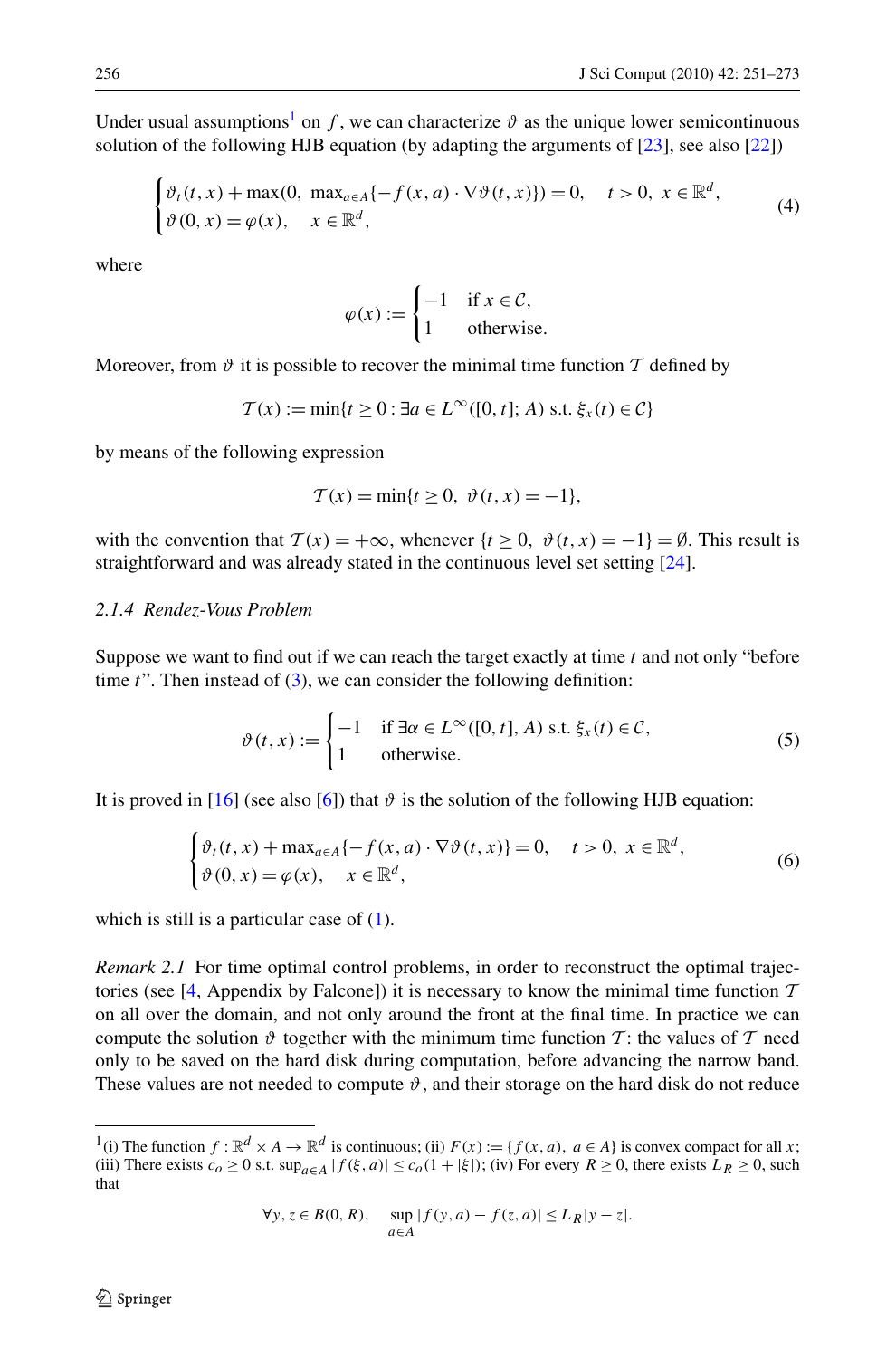Under usual assumptions[1] on $f$, we can characterize $\vartheta$ as the unique lower semicontinuous solution of the following HJB equation (by adapting the arguments of [23], see also [22])

$$
\begin{cases} \vartheta_t(t,x) + \max(0,\ \max_{a\in A}\{-f(x,a)\cdot\nabla\vartheta(t,x)\}) = 0, & t>0,\ x\in\mathbb{R}^d, \\ \vartheta(0,x) = \varphi(x), \quad x\in\mathbb{R}^d, \end{cases} \tag{4}
$$

where

$$
\varphi(x) := \begin{cases} -1 & \text{if } x\in\mathcal{C}, \\ 1 & \text{otherwise.} \end{cases}
$$

Moreover, from $\vartheta$ it is possible to recover the minimal time function $\mathcal{T}$ defined by

$$
\mathcal{T}(x) := \min\{t\geq 0 : \exists a\in L^\infty([0,t];A) \text{ s.t. } \xi_x(t)\in\mathcal{C}\}
$$

by means of the following expression

$$
\mathcal{T}(x) = \min\{t\geq 0,\ \vartheta(t,x) = -1\},
$$

with the convention that $\mathcal{T}(x) = +\infty$, whenever $\{t\geq 0,\ \vartheta(t,x) = -1\} = \emptyset$. This result is straightforward and was already stated in the continuous level set setting [24].

#### 2.1.4 Rendez-Vous Problem

Suppose we want to find out if we can reach the target exactly at time $t$ and not only "before time $t$". Then instead of (3), we can consider the following definition:

$$
\vartheta(t,x) := \begin{cases} -1 & \text{if } \exists\alpha\in L^\infty([0,t],A) \text{ s.t. } \xi_x(t)\in\mathcal{C}, \\ 1 & \text{otherwise.} \end{cases} \tag{5}
$$

It is proved in [16] (see also [6]) that $\vartheta$ is the solution of the following HJB equation:

$$
\begin{cases} \vartheta_t(t,x) + \max_{a\in A}\{-f(x,a)\cdot\nabla\vartheta(t,x)\} = 0, & t>0,\ x\in\mathbb{R}^d, \\ \vartheta(0,x) = \varphi(x), \quad x\in\mathbb{R}^d, \end{cases} \tag{6}
$$

which is still is a particular case of (1).

*Remark 2.1* For time optimal control problems, in order to reconstruct the optimal trajectories (see [4, Appendix by Falcone]) it is necessary to know the minimal time function $\mathcal{T}$ on all over the domain, and not only around the front at the final time. In practice we can compute the solution $\vartheta$ together with the minimum time function $\mathcal{T}$: the values of $\mathcal{T}$ need only to be saved on the hard disk during computation, before advancing the narrow band. These values are not needed to compute $\vartheta$, and their storage on the hard disk do not reduce

---

[1] (i) The function $f:\mathbb{R}^d\times A\to\mathbb{R}^d$ is continuous; (ii) $F(x) := \{f(x,a),\ a\in A\}$ is convex compact for all $x$; (iii) There exists $c_o\geq 0$ s.t. $\sup_{a\in A}|f(\xi,a)|\leq c_o(1+|\xi|)$; (iv) For every $R\geq 0$, there exists $L_R\geq 0$, such that

$$
\forall y,z\in B(0,R),\quad \sup_{a\in A}|f(y,a)-f(z,a)|\leq L_R|y-z|.
$$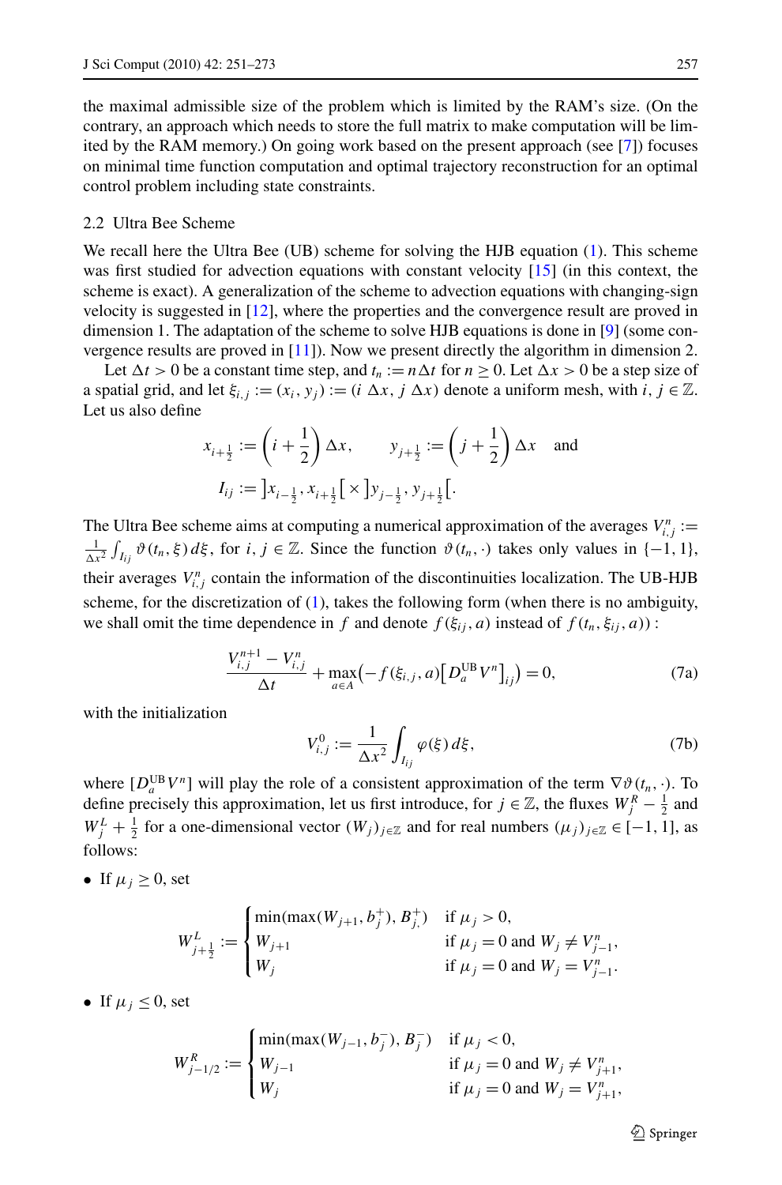the maximal admissible size of the problem which is limited by the RAM's size. (On the contrary, an approach which needs to store the full matrix to make computation will be limited by the RAM memory.) On going work based on the present approach (see [7]) focuses on minimal time function computation and optimal trajectory reconstruction for an optimal control problem including state constraints.

### 2.2 Ultra Bee Scheme

We recall here the Ultra Bee (UB) scheme for solving the HJB equation (1). This scheme was first studied for advection equations with constant velocity [15] (in this context, the scheme is exact). A generalization of the scheme to advection equations with changing-sign velocity is suggested in [12], where the properties and the convergence result are proved in dimension 1. The adaptation of the scheme to solve HJB equations is done in [9] (some convergence results are proved in [11]). Now we present directly the algorithm in dimension 2.

Let $\Delta t > 0$ be a constant time step, and $t_n := n\Delta t$ for $n \geq 0$. Let $\Delta x > 0$ be a step size of a spatial grid, and let $\xi_{i,j} := (x_i, y_j) := (i\ \Delta x, j\ \Delta x)$ denote a uniform mesh, with $i, j \in \mathbb{Z}$. Let us also define

$$x_{i+\frac{1}{2}} := \left(i + \frac{1}{2}\right)\Delta x, \qquad y_{j+\frac{1}{2}} := \left(j + \frac{1}{2}\right)\Delta x \quad \text{and}$$
$$I_{ij} := \left]x_{i-\frac{1}{2}}, x_{i+\frac{1}{2}}\right[ \times \left]y_{j-\frac{1}{2}}, y_{j+\frac{1}{2}}\right[.$$

The Ultra Bee scheme aims at computing a numerical approximation of the averages $V^n_{i,j} := \frac{1}{\Delta x^2}\int_{I_{ij}} \vartheta(t_n, \xi)\,d\xi$, for $i, j \in \mathbb{Z}$. Since the function $\vartheta(t_n, \cdot)$ takes only values in $\{-1, 1\}$, their averages $V^n_{i,j}$ contain the information of the discontinuities localization. The UB-HJB scheme, for the discretization of (1), takes the following form (when there is no ambiguity, we shall omit the time dependence in $f$ and denote $f(\xi_{ij}, a)$ instead of $f(t_n, \xi_{ij}, a)$) :

$$\frac{V^{n+1}_{i,j} - V^n_{i,j}}{\Delta t} + \max_{a\in A}\left(-f(\xi_{i,j}, a)\left[D^{\mathrm{UB}}_a V^n\right]_{ij}\right) = 0, \tag{7a}$$

with the initialization

$$V^0_{i,j} := \frac{1}{\Delta x^2}\int_{I_{ij}} \varphi(\xi)\,d\xi, \tag{7b}$$

where $[D^{\mathrm{UB}}_a V^n]$ will play the role of a consistent approximation of the term $\nabla\vartheta(t_n, \cdot)$. To define precisely this approximation, let us first introduce, for $j \in \mathbb{Z}$, the fluxes $W^R_j - \frac{1}{2}$ and $W^L_j + \frac{1}{2}$ for a one-dimensional vector $(W_j)_{j\in\mathbb{Z}}$ and for real numbers $(\mu_j)_{j\in\mathbb{Z}} \in [-1, 1]$, as follows:

- If $\mu_j \geq 0$, set

$$W^L_{j+\frac{1}{2}} := \begin{cases} \min(\max(W_{j+1}, b^+_j), B^+_{j,}) & \text{if } \mu_j > 0, \\ W_{j+1} & \text{if } \mu_j = 0 \text{ and } W_j \neq V^n_{j-1}, \\ W_j & \text{if } \mu_j = 0 \text{ and } W_j = V^n_{j-1}. \end{cases}$$

- If $\mu_j \leq 0$, set

$$W^R_{j-1/2} := \begin{cases} \min(\max(W_{j-1}, b^-_j), B^-_j) & \text{if } \mu_j < 0, \\ W_{j-1} & \text{if } \mu_j = 0 \text{ and } W_j \neq V^n_{j+1}, \\ W_j & \text{if } \mu_j = 0 \text{ and } W_j = V^n_{j+1}, \end{cases}$$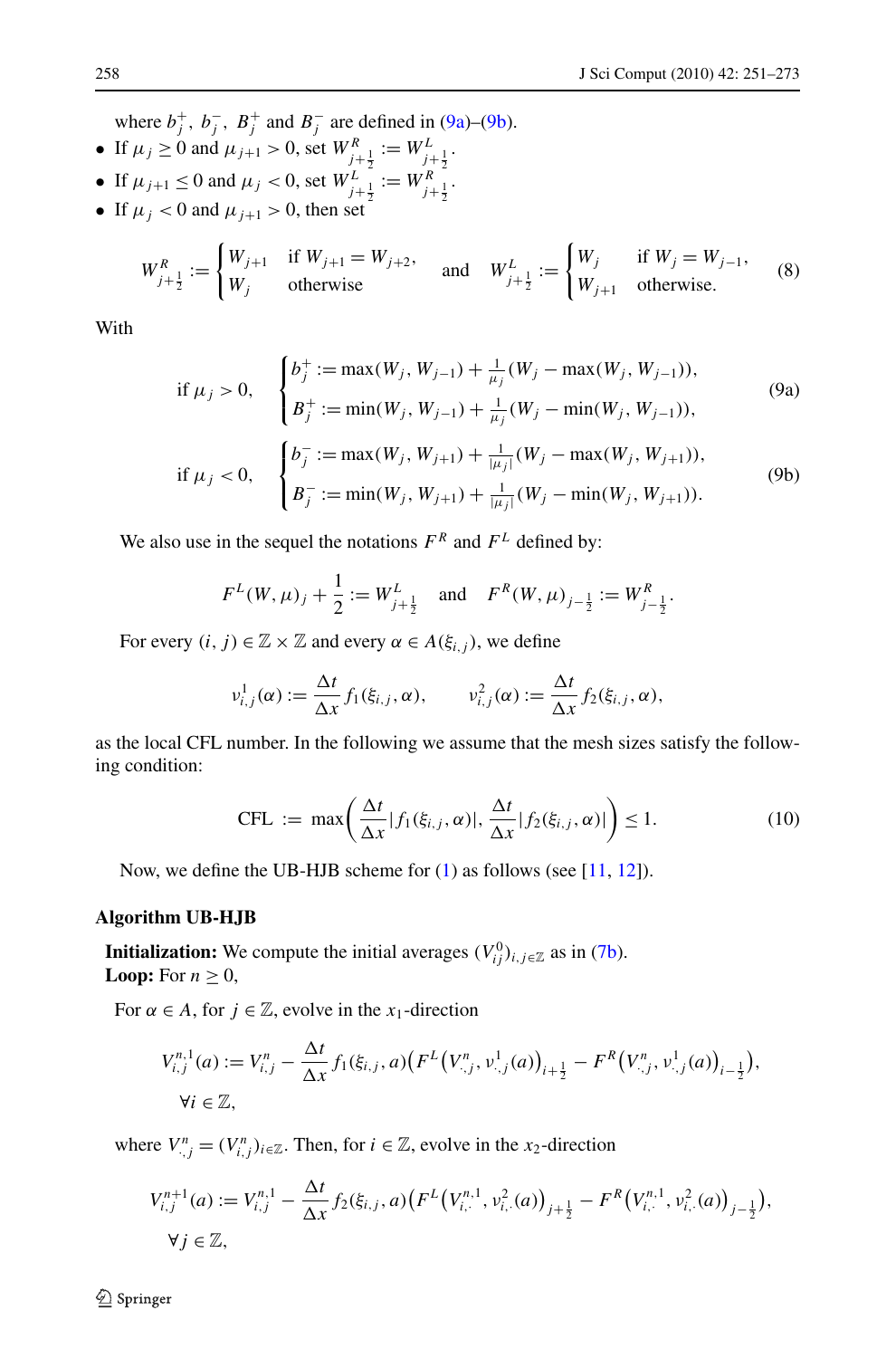where $b_j^+$, $b_j^-$, $B_j^+$ and $B_j^-$ are defined in (9a)–(9b).

- If $\mu_j \geq 0$ and $\mu_{j+1} > 0$, set $W^R_{j+\frac{1}{2}} := W^L_{j+\frac{1}{2}}$.
- If $\mu_{j+1} \leq 0$ and $\mu_j < 0$, set $W^L_{j+\frac{1}{2}} := W^R_{j+\frac{1}{2}}$.
- If $\mu_j < 0$ and $\mu_{j+1} > 0$, then set

$$W^R_{j+\frac{1}{2}} := \begin{cases} W_{j+1} & \text{if } W_{j+1} = W_{j+2}, \\ W_j & \text{otherwise} \end{cases} \quad \text{and} \quad W^L_{j+\frac{1}{2}} := \begin{cases} W_j & \text{if } W_j = W_{j-1}, \\ W_{j+1} & \text{otherwise.} \end{cases} \tag{8}$$

With

$$\text{if } \mu_j > 0, \quad \begin{cases} b_j^+ := \max(W_j, W_{j-1}) + \frac{1}{\mu_j}(W_j - \max(W_j, W_{j-1})), \\ B_j^+ := \min(W_j, W_{j-1}) + \frac{1}{\mu_j}(W_j - \min(W_j, W_{j-1})), \end{cases} \tag{9a}$$

$$\text{if } \mu_j < 0, \quad \begin{cases} b_j^- := \max(W_j, W_{j+1}) + \frac{1}{|\mu_j|}(W_j - \max(W_j, W_{j+1})), \\ B_j^- := \min(W_j, W_{j+1}) + \frac{1}{|\mu_j|}(W_j - \min(W_j, W_{j+1})). \end{cases} \tag{9b}$$

We also use in the sequel the notations $F^R$ and $F^L$ defined by:

$$F^L(W, \mu)_j + \frac{1}{2} := W^L_{j+\frac{1}{2}} \quad \text{and} \quad F^R(W, \mu)_{j-\frac{1}{2}} := W^R_{j-\frac{1}{2}}.$$

For every $(i, j) \in \mathbb{Z} \times \mathbb{Z}$ and every $\alpha \in A(\xi_{i,j})$, we define

$$\nu^1_{i,j}(\alpha) := \frac{\Delta t}{\Delta x} f_1(\xi_{i,j}, \alpha), \qquad \nu^2_{i,j}(\alpha) := \frac{\Delta t}{\Delta x} f_2(\xi_{i,j}, \alpha),$$

as the local CFL number. In the following we assume that the mesh sizes satisfy the following condition:

$$\text{CFL} := \max\left(\frac{\Delta t}{\Delta x}|f_1(\xi_{i,j}, \alpha)|, \frac{\Delta t}{\Delta x}|f_2(\xi_{i,j}, \alpha)|\right) \leq 1. \tag{10}$$

Now, we define the UB-HJB scheme for (1) as follows (see [11, 12]).

**Algorithm UB-HJB**

**Initialization:** We compute the initial averages $(V^0_{ij})_{i,j\in\mathbb{Z}}$ as in (7b).
**Loop:** For $n \geq 0$,

For $\alpha \in A$, for $j \in \mathbb{Z}$, evolve in the $x_1$-direction

$$V^{n,1}_{i,j}(a) := V^n_{i,j} - \frac{\Delta t}{\Delta x} f_1(\xi_{i,j}, a)\left(F^L\left(V^n_{\cdot,j}, \nu^1_{\cdot,j}(a)\right)_{i+\frac{1}{2}} - F^R\left(V^n_{\cdot,j}, \nu^1_{\cdot,j}(a)\right)_{i-\frac{1}{2}}\right),$$
$$\forall i \in \mathbb{Z},$$

where $V^n_{\cdot,j} = (V^n_{i,j})_{i\in\mathbb{Z}}$. Then, for $i \in \mathbb{Z}$, evolve in the $x_2$-direction

$$V^{n+1}_{i,j}(a) := V^{n,1}_{i,j} - \frac{\Delta t}{\Delta x} f_2(\xi_{i,j}, a)\left(F^L\left(V^{n,1}_{i,\cdot}, \nu^2_{i,\cdot}(a)\right)_{j+\frac{1}{2}} - F^R\left(V^{n,1}_{i,\cdot}, \nu^2_{i,\cdot}(a)\right)_{j-\frac{1}{2}}\right),$$
$$\forall j \in \mathbb{Z},$$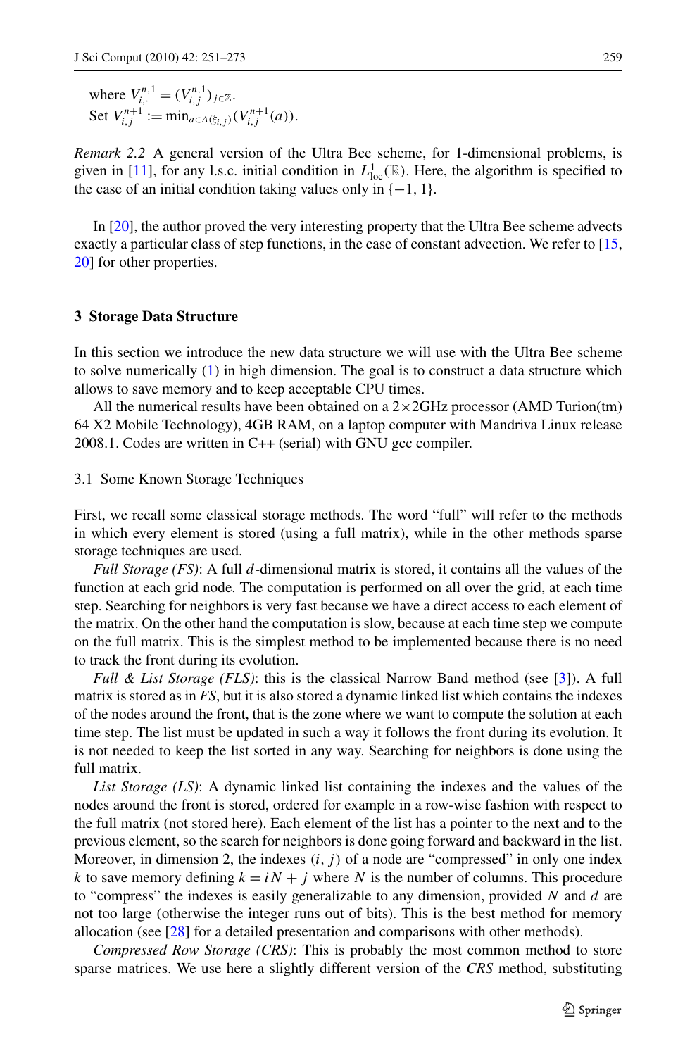where $V_{i,\cdot}^{n,1} = (V_{i,j}^{n,1})_{j\in\mathbb{Z}}$.
Set $V_{i,j}^{n+1} := \min_{a\in A(\xi_{i,j})}(V_{i,j}^{n+1}(a))$.

*Remark 2.2* A general version of the Ultra Bee scheme, for 1-dimensional problems, is given in [11], for any l.s.c. initial condition in $L^1_{\mathrm{loc}}(\mathbb{R})$. Here, the algorithm is specified to the case of an initial condition taking values only in $\{-1, 1\}$.

In [20], the author proved the very interesting property that the Ultra Bee scheme advects exactly a particular class of step functions, in the case of constant advection. We refer to [15, 20] for other properties.

## 3 Storage Data Structure

In this section we introduce the new data structure we will use with the Ultra Bee scheme to solve numerically (1) in high dimension. The goal is to construct a data structure which allows to save memory and to keep acceptable CPU times.

All the numerical results have been obtained on a $2\times2$GHz processor (AMD Turion(tm) 64 X2 Mobile Technology), 4GB RAM, on a laptop computer with Mandriva Linux release 2008.1. Codes are written in C++ (serial) with GNU gcc compiler.

### 3.1 Some Known Storage Techniques

First, we recall some classical storage methods. The word "full" will refer to the methods in which every element is stored (using a full matrix), while in the other methods sparse storage techniques are used.

*Full Storage (FS)*: A full $d$-dimensional matrix is stored, it contains all the values of the function at each grid node. The computation is performed on all over the grid, at each time step. Searching for neighbors is very fast because we have a direct access to each element of the matrix. On the other hand the computation is slow, because at each time step we compute on the full matrix. This is the simplest method to be implemented because there is no need to track the front during its evolution.

*Full & List Storage (FLS)*: this is the classical Narrow Band method (see [3]). A full matrix is stored as in *FS*, but it is also stored a dynamic linked list which contains the indexes of the nodes around the front, that is the zone where we want to compute the solution at each time step. The list must be updated in such a way it follows the front during its evolution. It is not needed to keep the list sorted in any way. Searching for neighbors is done using the full matrix.

*List Storage (LS)*: A dynamic linked list containing the indexes and the values of the nodes around the front is stored, ordered for example in a row-wise fashion with respect to the full matrix (not stored here). Each element of the list has a pointer to the next and to the previous element, so the search for neighbors is done going forward and backward in the list. Moreover, in dimension 2, the indexes $(i, j)$ of a node are "compressed" in only one index $k$ to save memory defining $k = iN + j$ where $N$ is the number of columns. This procedure to "compress" the indexes is easily generalizable to any dimension, provided $N$ and $d$ are not too large (otherwise the integer runs out of bits). This is the best method for memory allocation (see [28] for a detailed presentation and comparisons with other methods).

*Compressed Row Storage (CRS)*: This is probably the most common method to store sparse matrices. We use here a slightly different version of the *CRS* method, substituting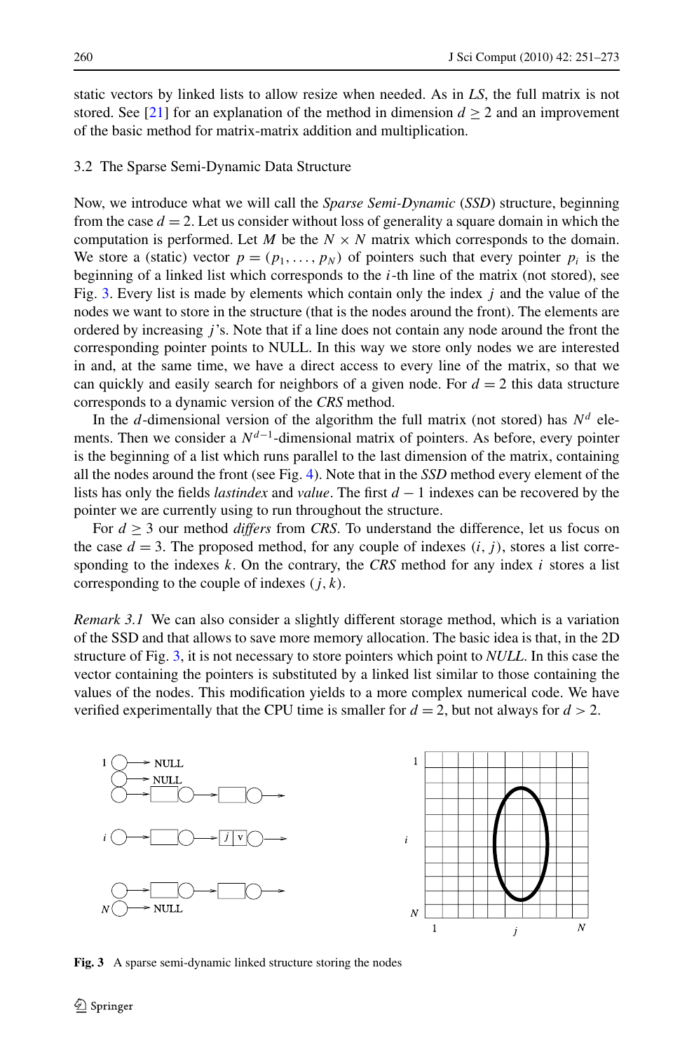static vectors by linked lists to allow resize when needed. As in *LS*, the full matrix is not stored. See [21] for an explanation of the method in dimension $d \geq 2$ and an improvement of the basic method for matrix-matrix addition and multiplication.

### 3.2 The Sparse Semi-Dynamic Data Structure

Now, we introduce what we will call the *Sparse Semi-Dynamic* (*SSD*) structure, beginning from the case $d = 2$. Let us consider without loss of generality a square domain in which the computation is performed. Let $M$ be the $N \times N$ matrix which corresponds to the domain. We store a (static) vector $p = (p_1, \ldots, p_N)$ of pointers such that every pointer $p_i$ is the beginning of a linked list which corresponds to the $i$-th line of the matrix (not stored), see Fig. 3. Every list is made by elements which contain only the index $j$ and the value of the nodes we want to store in the structure (that is the nodes around the front). The elements are ordered by increasing $j$'s. Note that if a line does not contain any node around the front the corresponding pointer points to NULL. In this way we store only nodes we are interested in and, at the same time, we have a direct access to every line of the matrix, so that we can quickly and easily search for neighbors of a given node. For $d = 2$ this data structure corresponds to a dynamic version of the *CRS* method.

In the $d$-dimensional version of the algorithm the full matrix (not stored) has $N^d$ elements. Then we consider a $N^{d-1}$-dimensional matrix of pointers. As before, every pointer is the beginning of a list which runs parallel to the last dimension of the matrix, containing all the nodes around the front (see Fig. 4). Note that in the *SSD* method every element of the lists has only the fields *lastindex* and *value*. The first $d - 1$ indexes can be recovered by the pointer we are currently using to run throughout the structure.

For $d \geq 3$ our method *differs* from *CRS*. To understand the difference, let us focus on the case $d = 3$. The proposed method, for any couple of indexes $(i, j)$, stores a list corresponding to the indexes $k$. On the contrary, the *CRS* method for any index $i$ stores a list corresponding to the couple of indexes $(j, k)$.

*Remark 3.1* We can also consider a slightly different storage method, which is a variation of the SSD and that allows to save more memory allocation. The basic idea is that, in the 2D structure of Fig. 3, it is not necessary to store pointers which point to *NULL*. In this case the vector containing the pointers is substituted by a linked list similar to those containing the values of the nodes. This modification yields to a more complex numerical code. We have verified experimentally that the CPU time is smaller for $d = 2$, but not always for $d > 2$.

**Fig. 3** A sparse semi-dynamic linked structure storing the nodes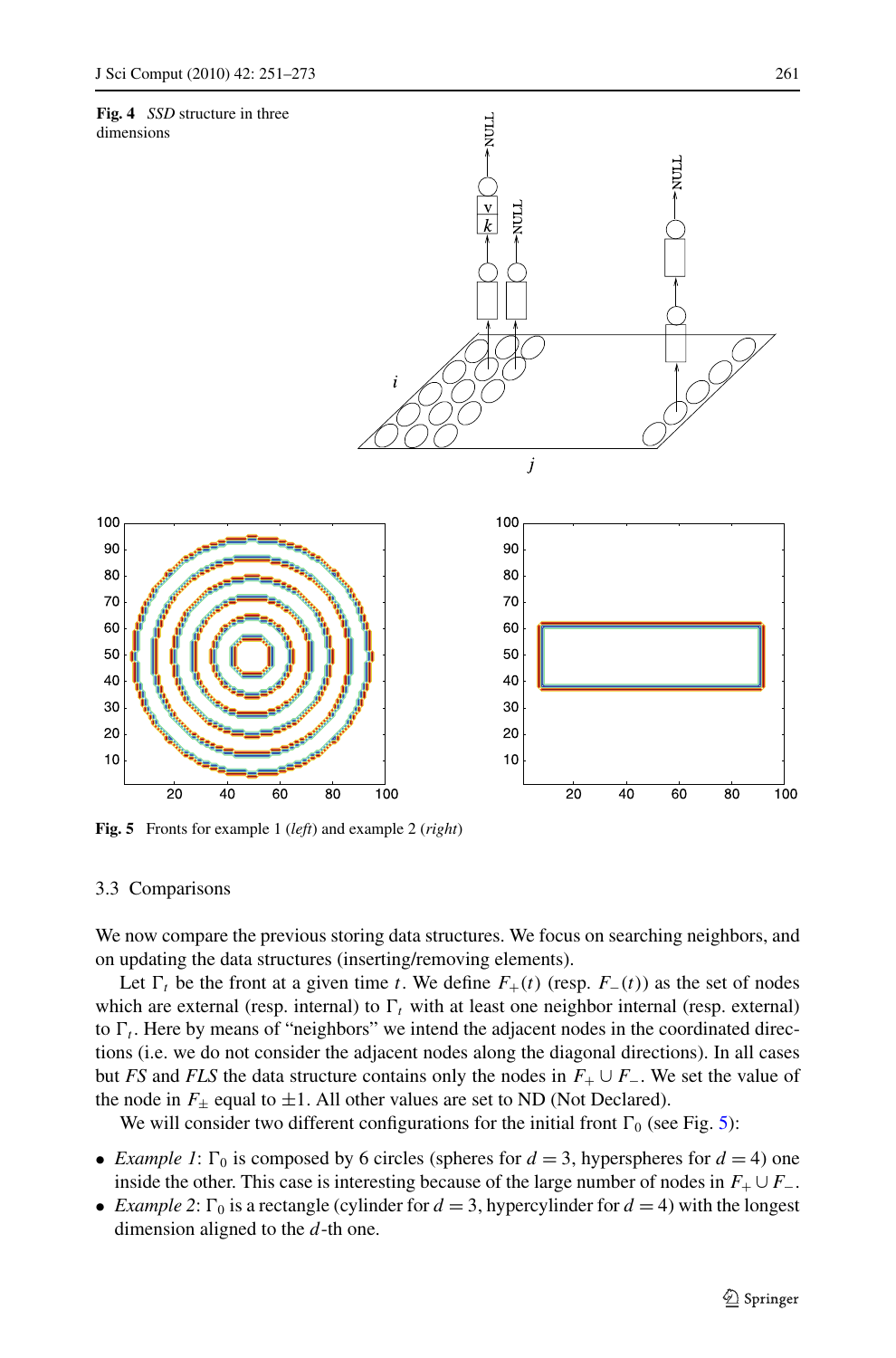**Fig. 4** *SSD* structure in three dimensions

**Fig. 5** Fronts for example 1 (*left*) and example 2 (*right*)

### 3.3 Comparisons

We now compare the previous storing data structures. We focus on searching neighbors, and on updating the data structures (inserting/removing elements).

Let $\Gamma_t$ be the front at a given time $t$. We define $F_+(t)$ (resp. $F_-(t)$) as the set of nodes which are external (resp. internal) to $\Gamma_t$ with at least one neighbor internal (resp. external) to $\Gamma_t$. Here by means of "neighbors" we intend the adjacent nodes in the coordinated directions (i.e. we do not consider the adjacent nodes along the diagonal directions). In all cases but *FS* and *FLS* the data structure contains only the nodes in $F_+ \cup F_-$. We set the value of the node in $F_\pm$ equal to $\pm 1$. All other values are set to ND (Not Declared).

We will consider two different configurations for the initial front $\Gamma_0$ (see Fig. 5):

- *Example 1*: $\Gamma_0$ is composed by 6 circles (spheres for $d = 3$, hyperspheres for $d = 4$) one inside the other. This case is interesting because of the large number of nodes in $F_+ \cup F_-$.
- *Example 2*: $\Gamma_0$ is a rectangle (cylinder for $d = 3$, hypercylinder for $d = 4$) with the longest dimension aligned to the $d$-th one.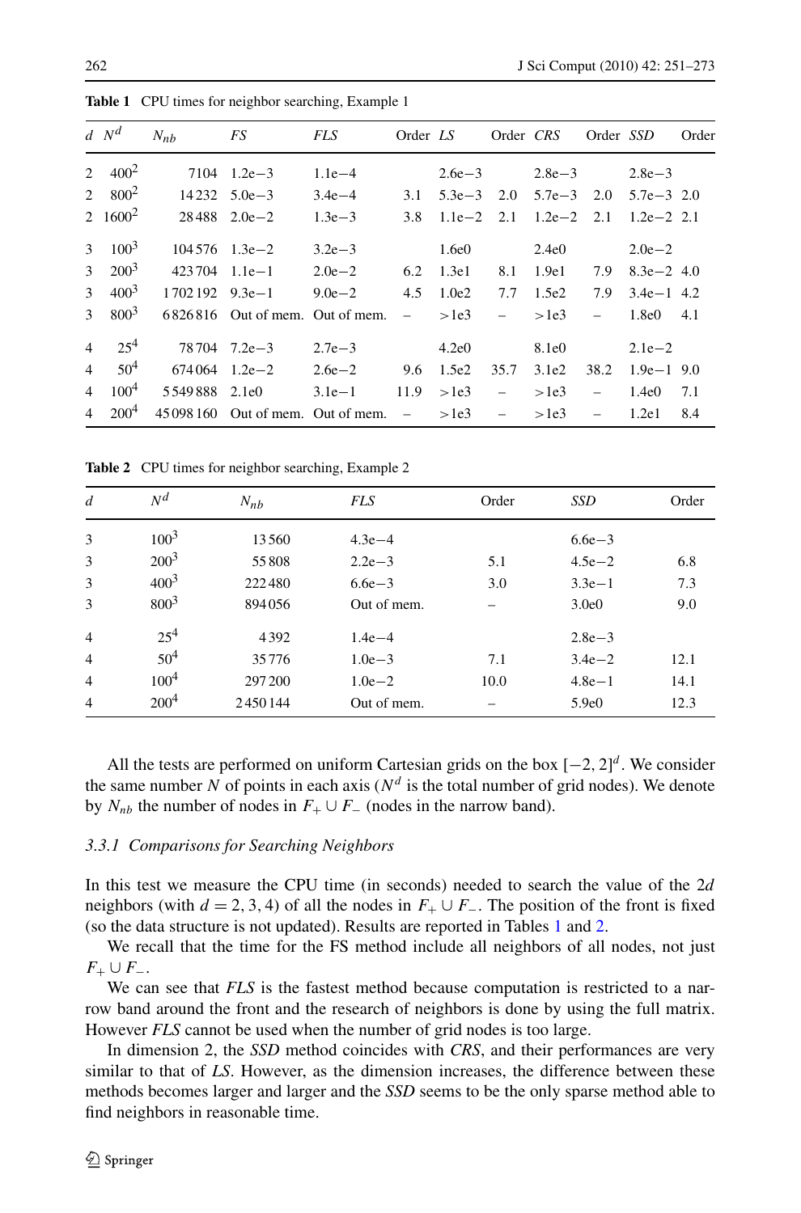**Table 1** CPU times for neighbor searching, Example 1

| $d$ | $N^d$ | $N_{nb}$ | *FS* | *FLS* | Order | *LS* | Order | *CRS* | Order | *SSD* | Order |
|---|---|---|---|---|---|---|---|---|---|---|---|
| 2 | $400^2$ | 7104 | 1.2e−3 | 1.1e−4 | | 2.6e−3 | | 2.8e−3 | | 2.8e−3 | |
| 2 | $800^2$ | 14 232 | 5.0e−3 | 3.4e−4 | 3.1 | 5.3e−3 | 2.0 | 5.7e−3 | 2.0 | 5.7e−3 | 2.0 |
| 2 | $1600^2$ | 28 488 | 2.0e−2 | 1.3e−3 | 3.8 | 1.1e−2 | 2.1 | 1.2e−2 | 2.1 | 1.2e−2 | 2.1 |
| 3 | $100^3$ | 104 576 | 1.3e−2 | 3.2e−3 | | 1.6e0 | | 2.4e0 | | 2.0e−2 | |
| 3 | $200^3$ | 423 704 | 1.1e−1 | 2.0e−2 | 6.2 | 1.3e1 | 8.1 | 1.9e1 | 7.9 | 8.3e−2 | 4.0 |
| 3 | $400^3$ | 1 702 192 | 9.3e−1 | 9.0e−2 | 4.5 | 1.0e2 | 7.7 | 1.5e2 | 7.9 | 3.4e−1 | 4.2 |
| 3 | $800^3$ | 6 826 816 | Out of mem. | Out of mem. | – | >1e3 | – | >1e3 | – | 1.8e0 | 4.1 |
| 4 | $25^4$ | 78 704 | 7.2e−3 | 2.7e−3 | | 4.2e0 | | 8.1e0 | | 2.1e−2 | |
| 4 | $50^4$ | 674 064 | 1.2e−2 | 2.6e−2 | 9.6 | 1.5e2 | 35.7 | 3.1e2 | 38.2 | 1.9e−1 | 9.0 |
| 4 | $100^4$ | 5 549 888 | 2.1e0 | 3.1e−1 | 11.9 | >1e3 | – | >1e3 | – | 1.4e0 | 7.1 |
| 4 | $200^4$ | 45 098 160 | Out of mem. | Out of mem. | – | >1e3 | – | >1e3 | – | 1.2e1 | 8.4 |

**Table 2** CPU times for neighbor searching, Example 2

| $d$ | $N^d$ | $N_{nb}$ | *FLS* | Order | *SSD* | Order |
|---|---|---|---|---|---|---|
| 3 | $100^3$ | 13 560 | 4.3e−4 | | 6.6e−3 | |
| 3 | $200^3$ | 55 808 | 2.2e−3 | 5.1 | 4.5e−2 | 6.8 |
| 3 | $400^3$ | 222 480 | 6.6e−3 | 3.0 | 3.3e−1 | 7.3 |
| 3 | $800^3$ | 894 056 | Out of mem. | – | 3.0e0 | 9.0 |
| 4 | $25^4$ | 4 392 | 1.4e−4 | | 2.8e−3 | |
| 4 | $50^4$ | 35 776 | 1.0e−3 | 7.1 | 3.4e−2 | 12.1 |
| 4 | $100^4$ | 297 200 | 1.0e−2 | 10.0 | 4.8e−1 | 14.1 |
| 4 | $200^4$ | 2 450 144 | Out of mem. | – | 5.9e0 | 12.3 |

All the tests are performed on uniform Cartesian grids on the box $[-2, 2]^d$. We consider the same number $N$ of points in each axis ($N^d$ is the total number of grid nodes). We denote by $N_{nb}$ the number of nodes in $F_+ \cup F_-$ (nodes in the narrow band).

#### 3.3.1 Comparisons for Searching Neighbors

In this test we measure the CPU time (in seconds) needed to search the value of the $2d$ neighbors (with $d = 2, 3, 4$) of all the nodes in $F_+ \cup F_-$. The position of the front is fixed (so the data structure is not updated). Results are reported in Tables 1 and 2.

We recall that the time for the FS method include all neighbors of all nodes, not just $F_+ \cup F_-$.

We can see that *FLS* is the fastest method because computation is restricted to a narrow band around the front and the research of neighbors is done by using the full matrix. However *FLS* cannot be used when the number of grid nodes is too large.

In dimension 2, the *SSD* method coincides with *CRS*, and their performances are very similar to that of *LS*. However, as the dimension increases, the difference between these methods becomes larger and larger and the *SSD* seems to be the only sparse method able to find neighbors in reasonable time.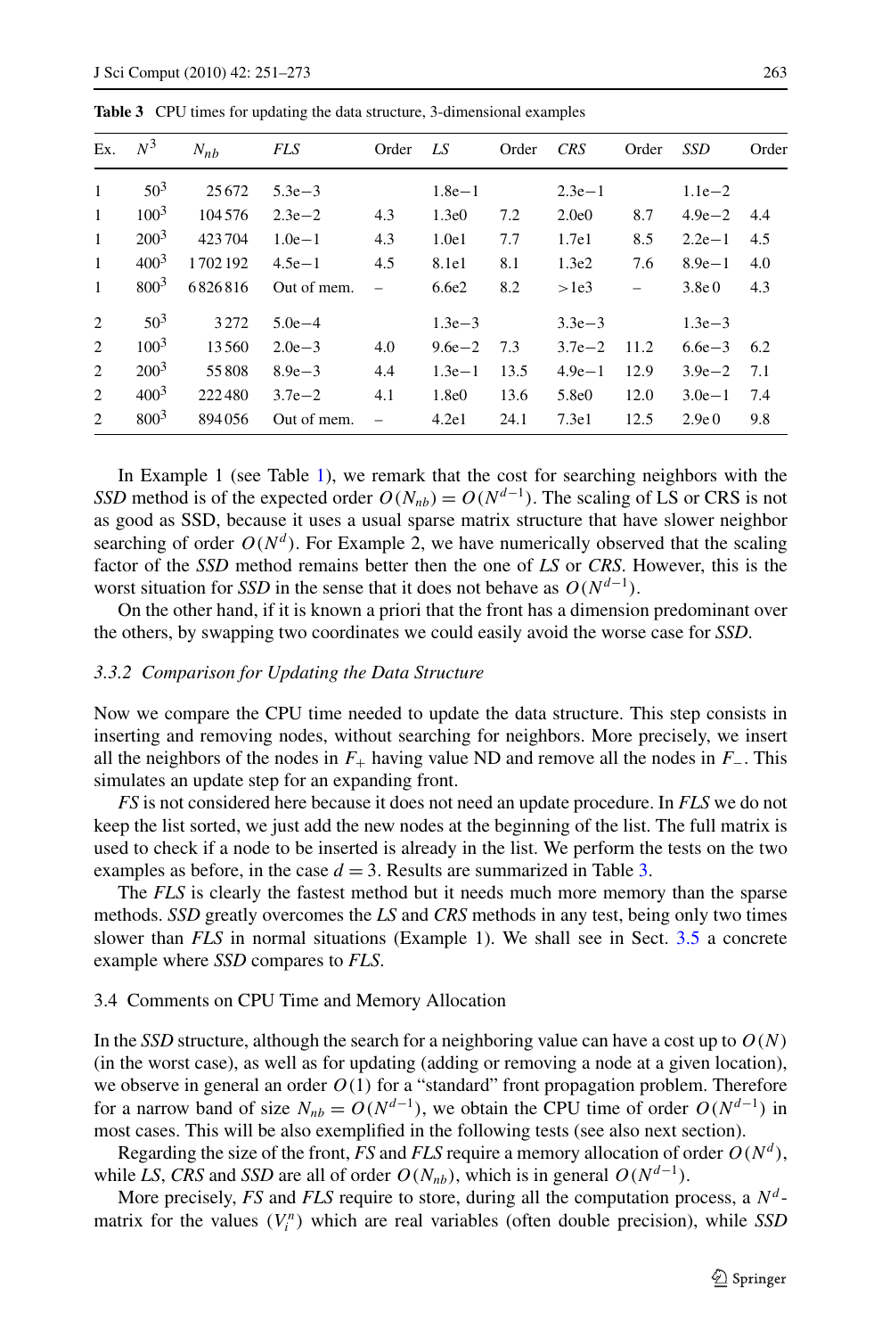**Table 3** CPU times for updating the data structure, 3-dimensional examples

| Ex. | $N^3$ | $N_{nb}$ | *FLS* | Order | *LS* | Order | *CRS* | Order | *SSD* | Order |
|---|---|---|---|---|---|---|---|---|---|---|
| 1 | $50^3$ | 25 672 | 5.3e−3 | | 1.8e−1 | | 2.3e−1 | | 1.1e−2 | |
| 1 | $100^3$ | 104 576 | 2.3e−2 | 4.3 | 1.3e0 | 7.2 | 2.0e0 | 8.7 | 4.9e−2 | 4.4 |
| 1 | $200^3$ | 423 704 | 1.0e−1 | 4.3 | 1.0e1 | 7.7 | 1.7e1 | 8.5 | 2.2e−1 | 4.5 |
| 1 | $400^3$ | 1 702 192 | 4.5e−1 | 4.5 | 8.1e1 | 8.1 | 1.3e2 | 7.6 | 8.9e−1 | 4.0 |
| 1 | $800^3$ | 6 826 816 | Out of mem. | – | 6.6e2 | 8.2 | >1e3 | – | 3.8e0 | 4.3 |
| 2 | $50^3$ | 3 272 | 5.0e−4 | | 1.3e−3 | | 3.3e−3 | | 1.3e−3 | |
| 2 | $100^3$ | 13 560 | 2.0e−3 | 4.0 | 9.6e−2 | 7.3 | 3.7e−2 | 11.2 | 6.6e−3 | 6.2 |
| 2 | $200^3$ | 55 808 | 8.9e−3 | 4.4 | 1.3e−1 | 13.5 | 4.9e−1 | 12.9 | 3.9e−2 | 7.1 |
| 2 | $400^3$ | 222 480 | 3.7e−2 | 4.1 | 1.8e0 | 13.6 | 5.8e0 | 12.0 | 3.0e−1 | 7.4 |
| 2 | $800^3$ | 894 056 | Out of mem. | – | 4.2e1 | 24.1 | 7.3e1 | 12.5 | 2.9e0 | 9.8 |

In Example 1 (see Table 1), we remark that the cost for searching neighbors with the *SSD* method is of the expected order $O(N_{nb}) = O(N^{d-1})$. The scaling of LS or CRS is not as good as SSD, because it uses a usual sparse matrix structure that have slower neighbor searching of order $O(N^d)$. For Example 2, we have numerically observed that the scaling factor of the *SSD* method remains better then the one of *LS* or *CRS*. However, this is the worst situation for *SSD* in the sense that it does not behave as $O(N^{d-1})$.

On the other hand, if it is known a priori that the front has a dimension predominant over the others, by swapping two coordinates we could easily avoid the worse case for *SSD*.

#### 3.3.2 Comparison for Updating the Data Structure

Now we compare the CPU time needed to update the data structure. This step consists in inserting and removing nodes, without searching for neighbors. More precisely, we insert all the neighbors of the nodes in $F_+$ having value ND and remove all the nodes in $F_-$. This simulates an update step for an expanding front.

*FS* is not considered here because it does not need an update procedure. In *FLS* we do not keep the list sorted, we just add the new nodes at the beginning of the list. The full matrix is used to check if a node to be inserted is already in the list. We perform the tests on the two examples as before, in the case $d = 3$. Results are summarized in Table 3.

The *FLS* is clearly the fastest method but it needs much more memory than the sparse methods. *SSD* greatly overcomes the *LS* and *CRS* methods in any test, being only two times slower than *FLS* in normal situations (Example 1). We shall see in Sect. 3.5 a concrete example where *SSD* compares to *FLS*.

### 3.4 Comments on CPU Time and Memory Allocation

In the *SSD* structure, although the search for a neighboring value can have a cost up to $O(N)$ (in the worst case), as well as for updating (adding or removing a node at a given location), we observe in general an order $O(1)$ for a "standard" front propagation problem. Therefore for a narrow band of size $N_{nb} = O(N^{d-1})$, we obtain the CPU time of order $O(N^{d-1})$ in most cases. This will be also exemplified in the following tests (see also next section).

Regarding the size of the front, *FS* and *FLS* require a memory allocation of order $O(N^d)$, while *LS*, *CRS* and *SSD* are all of order $O(N_{nb})$, which is in general $O(N^{d-1})$.

More precisely, *FS* and *FLS* require to store, during all the computation process, a $N^d$-matrix for the values $(V_i^n)$ which are real variables (often double precision), while *SSD*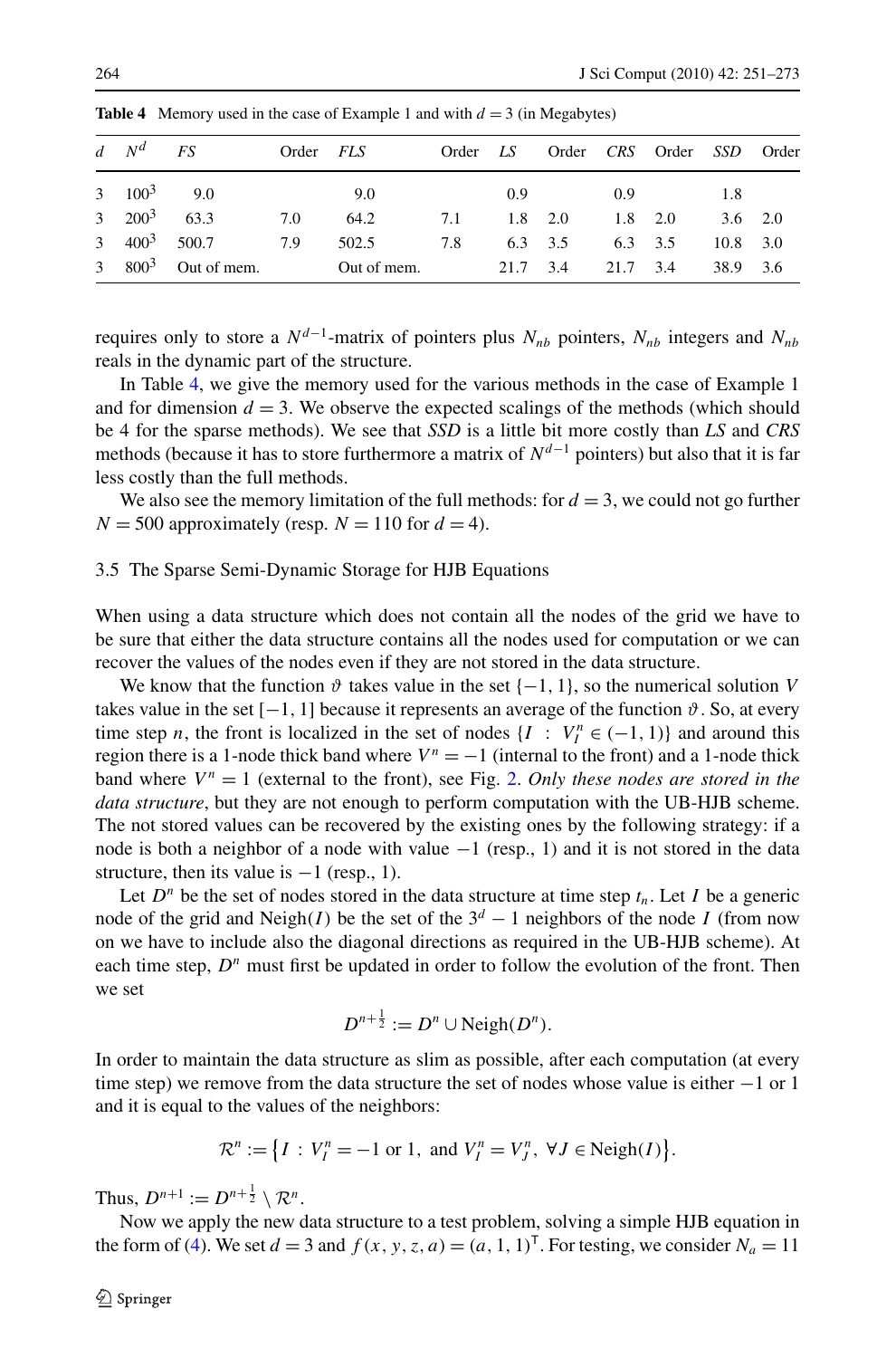**Table 4** Memory used in the case of Example 1 and with $d = 3$ (in Megabytes)

| $d$ | $N^d$ | *FS* | Order | *FLS* | Order | *LS* | Order | *CRS* | Order | *SSD* | Order |
|---|---|---|---|---|---|---|---|---|---|---|---|
| 3 | $100^3$ | 9.0 | | 9.0 | | 0.9 | | 0.9 | | 1.8 | |
| 3 | $200^3$ | 63.3 | 7.0 | 64.2 | 7.1 | 1.8 | 2.0 | 1.8 | 2.0 | 3.6 | 2.0 |
| 3 | $400^3$ | 500.7 | 7.9 | 502.5 | 7.8 | 6.3 | 3.5 | 6.3 | 3.5 | 10.8 | 3.0 |
| 3 | $800^3$ | Out of mem. | | Out of mem. | | 21.7 | 3.4 | 21.7 | 3.4 | 38.9 | 3.6 |

requires only to store a $N^{d-1}$-matrix of pointers plus $N_{nb}$ pointers, $N_{nb}$ integers and $N_{nb}$ reals in the dynamic part of the structure.

In Table 4, we give the memory used for the various methods in the case of Example 1 and for dimension $d = 3$. We observe the expected scalings of the methods (which should be 4 for the sparse methods). We see that *SSD* is a little bit more costly than *LS* and *CRS* methods (because it has to store furthermore a matrix of $N^{d-1}$ pointers) but also that it is far less costly than the full methods.

We also see the memory limitation of the full methods: for $d = 3$, we could not go further $N = 500$ approximately (resp. $N = 110$ for $d = 4$).

### 3.5 The Sparse Semi-Dynamic Storage for HJB Equations

When using a data structure which does not contain all the nodes of the grid we have to be sure that either the data structure contains all the nodes used for computation or we can recover the values of the nodes even if they are not stored in the data structure.

We know that the function $\vartheta$ takes value in the set $\{-1, 1\}$, so the numerical solution $V$ takes value in the set $[-1, 1]$ because it represents an average of the function $\vartheta$. So, at every time step $n$, the front is localized in the set of nodes $\{I : V_I^n \in (-1, 1)\}$ and around this region there is a 1-node thick band where $V^n = -1$ (internal to the front) and a 1-node thick band where $V^n = 1$ (external to the front), see Fig. 2. *Only these nodes are stored in the data structure*, but they are not enough to perform computation with the UB-HJB scheme. The not stored values can be recovered by the existing ones by the following strategy: if a node is both a neighbor of a node with value $-1$ (resp., 1) and it is not stored in the data structure, then its value is $-1$ (resp., 1).

Let $D^n$ be the set of nodes stored in the data structure at time step $t_n$. Let $I$ be a generic node of the grid and $\text{Neigh}(I)$ be the set of the $3^d - 1$ neighbors of the node $I$ (from now on we have to include also the diagonal directions as required in the UB-HJB scheme). At each time step, $D^n$ must first be updated in order to follow the evolution of the front. Then we set

$$D^{n+\frac{1}{2}} := D^n \cup \text{Neigh}(D^n).$$

In order to maintain the data structure as slim as possible, after each computation (at every time step) we remove from the data structure the set of nodes whose value is either $-1$ or 1 and it is equal to the values of the neighbors:

$$\mathcal{R}^n := \left\{ I : V_I^n = -1 \text{ or } 1, \text{ and } V_I^n = V_J^n, \ \forall J \in \text{Neigh}(I) \right\}.$$

Thus, $D^{n+1} := D^{n+\frac{1}{2}} \setminus \mathcal{R}^n$.

Now we apply the new data structure to a test problem, solving a simple HJB equation in the form of (4). We set $d = 3$ and $f(x, y, z, a) = (a, 1, 1)^{\mathsf{T}}$. For testing, we consider $N_a = 11$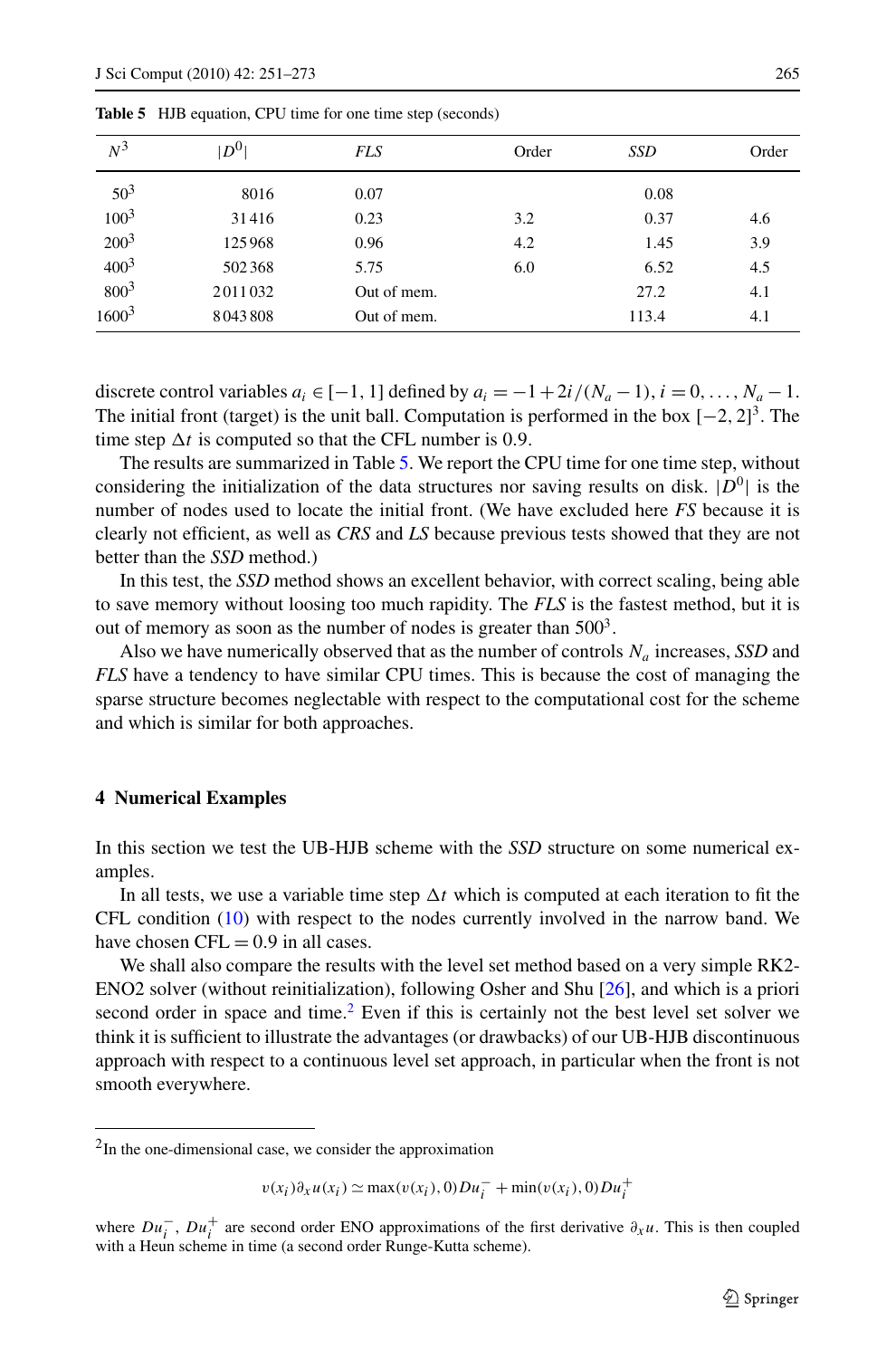**Table 5** HJB equation, CPU time for one time step (seconds)

| $N^3$ | $\|D^0\|$ | *FLS* | Order | *SSD* | Order |
|---|---|---|---|---|---|
| $50^3$ | 8016 | 0.07 | | 0.08 | |
| $100^3$ | 31416 | 0.23 | 3.2 | 0.37 | 4.6 |
| $200^3$ | 125968 | 0.96 | 4.2 | 1.45 | 3.9 |
| $400^3$ | 502368 | 5.75 | 6.0 | 6.52 | 4.5 |
| $800^3$ | 2011032 | Out of mem. | | 27.2 | 4.1 |
| $1600^3$ | 8043808 | Out of mem. | | 113.4 | 4.1 |

discrete control variables $a_i \in [-1, 1]$ defined by $a_i = -1 + 2i/(N_a - 1)$, $i = 0, \ldots, N_a - 1$. The initial front (target) is the unit ball. Computation is performed in the box $[-2, 2]^3$. The time step $\Delta t$ is computed so that the CFL number is 0.9.

The results are summarized in Table 5. We report the CPU time for one time step, without considering the initialization of the data structures nor saving results on disk. $|D^0|$ is the number of nodes used to locate the initial front. (We have excluded here *FS* because it is clearly not efficient, as well as *CRS* and *LS* because previous tests showed that they are not better than the *SSD* method.)

In this test, the *SSD* method shows an excellent behavior, with correct scaling, being able to save memory without loosing too much rapidity. The *FLS* is the fastest method, but it is out of memory as soon as the number of nodes is greater than $500^3$.

Also we have numerically observed that as the number of controls $N_a$ increases, *SSD* and *FLS* have a tendency to have similar CPU times. This is because the cost of managing the sparse structure becomes neglectable with respect to the computational cost for the scheme and which is similar for both approaches.

## 4 Numerical Examples

In this section we test the UB-HJB scheme with the *SSD* structure on some numerical examples.

In all tests, we use a variable time step $\Delta t$ which is computed at each iteration to fit the CFL condition (10) with respect to the nodes currently involved in the narrow band. We have chosen CFL $= 0.9$ in all cases.

We shall also compare the results with the level set method based on a very simple RK2-ENO2 solver (without reinitialization), following Osher and Shu [26], and which is a priori second order in space and time.[2] Even if this is certainly not the best level set solver we think it is sufficient to illustrate the advantages (or drawbacks) of our UB-HJB discontinuous approach with respect to a continuous level set approach, in particular when the front is not smooth everywhere.

[2] In the one-dimensional case, we consider the approximation

$$v(x_i)\partial_x u(x_i) \simeq \max(v(x_i), 0)Du_i^- + \min(v(x_i), 0)Du_i^+$$

where $Du_i^-$, $Du_i^+$ are second order ENO approximations of the first derivative $\partial_x u$. This is then coupled with a Heun scheme in time (a second order Runge-Kutta scheme).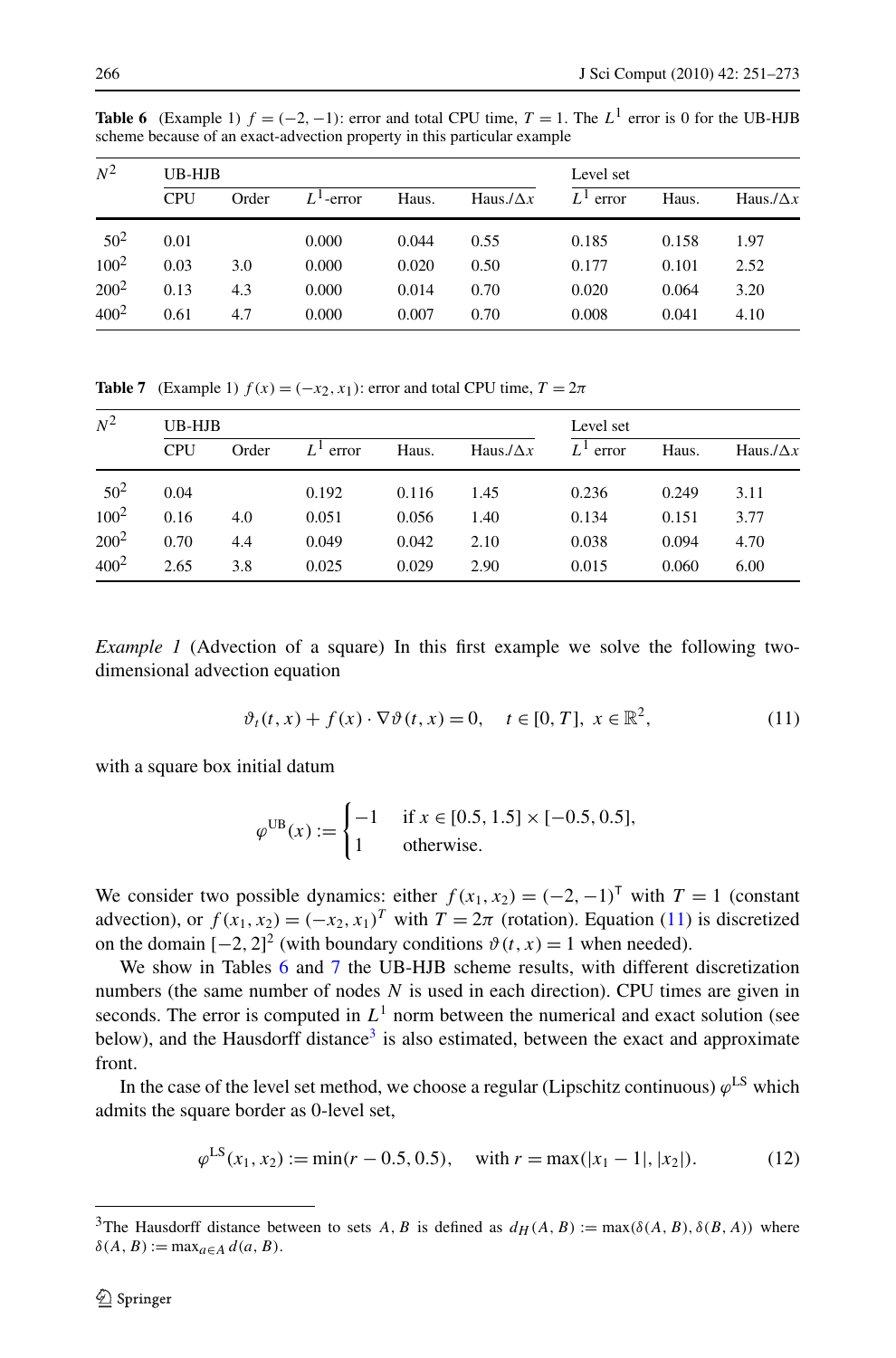**Table 6** (Example 1) $f = (-2, -1)$: error and total CPU time, $T = 1$. The $L^1$ error is 0 for the UB-HJB scheme because of an exact-advection property in this particular example

| $N^2$ | UB-HJB | | | | | Level set | | |
|---|---|---|---|---|---|---|---|---|
| | CPU | Order | $L^1$-error | Haus. | Haus./$\Delta x$ | $L^1$ error | Haus. | Haus./$\Delta x$ |
| $50^2$ | 0.01 | | 0.000 | 0.044 | 0.55 | 0.185 | 0.158 | 1.97 |
| $100^2$ | 0.03 | 3.0 | 0.000 | 0.020 | 0.50 | 0.177 | 0.101 | 2.52 |
| $200^2$ | 0.13 | 4.3 | 0.000 | 0.014 | 0.70 | 0.020 | 0.064 | 3.20 |
| $400^2$ | 0.61 | 4.7 | 0.000 | 0.007 | 0.70 | 0.008 | 0.041 | 4.10 |

**Table 7** (Example 1) $f(x) = (-x_2, x_1)$: error and total CPU time, $T = 2\pi$

| $N^2$ | UB-HJB | | | | | Level set | | |
|---|---|---|---|---|---|---|---|---|
| | CPU | Order | $L^1$ error | Haus. | Haus./$\Delta x$ | $L^1$ error | Haus. | Haus./$\Delta x$ |
| $50^2$ | 0.04 | | 0.192 | 0.116 | 1.45 | 0.236 | 0.249 | 3.11 |
| $100^2$ | 0.16 | 4.0 | 0.051 | 0.056 | 1.40 | 0.134 | 0.151 | 3.77 |
| $200^2$ | 0.70 | 4.4 | 0.049 | 0.042 | 2.10 | 0.038 | 0.094 | 4.70 |
| $400^2$ | 2.65 | 3.8 | 0.025 | 0.029 | 2.90 | 0.015 | 0.060 | 6.00 |

*Example 1* (Advection of a square) In this first example we solve the following two-dimensional advection equation

$$\vartheta_t(t, x) + f(x) \cdot \nabla \vartheta(t, x) = 0, \quad t \in [0, T], \; x \in \mathbb{R}^2, \tag{11}$$

with a square box initial datum

$$\varphi^{\mathrm{UB}}(x) := \begin{cases} -1 & \text{if } x \in [0.5, 1.5] \times [-0.5, 0.5], \\ 1 & \text{otherwise.} \end{cases}$$

We consider two possible dynamics: either $f(x_1, x_2) = (-2, -1)^{\mathsf{T}}$ with $T = 1$ (constant advection), or $f(x_1, x_2) = (-x_2, x_1)^T$ with $T = 2\pi$ (rotation). Equation (11) is discretized on the domain $[-2, 2]^2$ (with boundary conditions $\vartheta(t, x) = 1$ when needed).

We show in Tables 6 and 7 the UB-HJB scheme results, with different discretization numbers (the same number of nodes $N$ is used in each direction). CPU times are given in seconds. The error is computed in $L^1$ norm between the numerical and exact solution (see below), and the Hausdorff distance[3] is also estimated, between the exact and approximate front.

In the case of the level set method, we choose a regular (Lipschitz continuous) $\varphi^{\mathrm{LS}}$ which admits the square border as 0-level set,

$$\varphi^{\mathrm{LS}}(x_1, x_2) := \min(r - 0.5, 0.5), \quad \text{with } r = \max(|x_1 - 1|, |x_2|). \tag{12}$$

[3] The Hausdorff distance between to sets $A, B$ is defined as $d_H(A, B) := \max(\delta(A, B), \delta(B, A))$ where $\delta(A, B) := \max_{a \in A} d(a, B)$.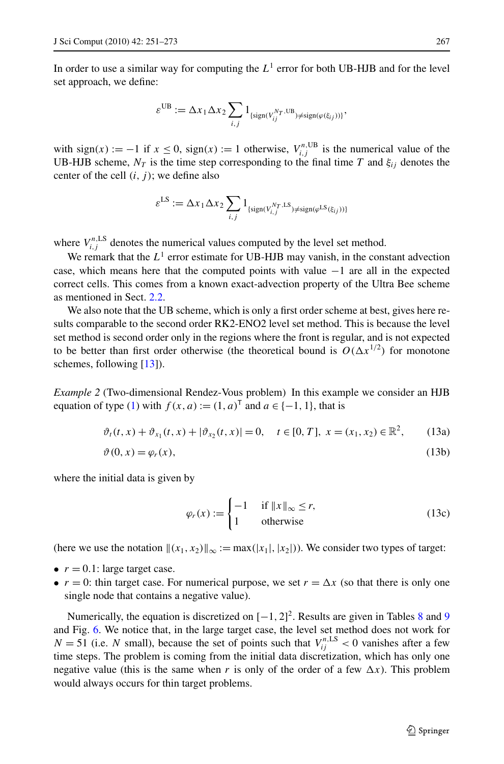In order to use a similar way for computing the $L^1$ error for both UB-HJB and for the level set approach, we define:

$$\varepsilon^{\mathrm{UB}} := \Delta x_1 \Delta x_2 \sum_{i,j} 1_{\{\mathrm{sign}(V_{ij}^{N_T,\mathrm{UB}}) \neq \mathrm{sign}(\varphi(\xi_{ij}))\}},$$

with $\mathrm{sign}(x) := -1$ if $x \leq 0$, $\mathrm{sign}(x) := 1$ otherwise, $V_{i,j}^{n,\mathrm{UB}}$ is the numerical value of the UB-HJB scheme, $N_T$ is the time step corresponding to the final time $T$ and $\xi_{ij}$ denotes the center of the cell $(i, j)$; we define also

$$\varepsilon^{\mathrm{LS}} := \Delta x_1 \Delta x_2 \sum_{i,j} 1_{\{\mathrm{sign}(V_{i,j}^{N_T,\mathrm{LS}}) \neq \mathrm{sign}(\varphi^{\mathrm{LS}}(\xi_{ij}))\}}$$

where $V_{i,j}^{n,\mathrm{LS}}$ denotes the numerical values computed by the level set method.

We remark that the $L^1$ error estimate for UB-HJB may vanish, in the constant advection case, which means here that the computed points with value $-1$ are all in the expected correct cells. This comes from a known exact-advection property of the Ultra Bee scheme as mentioned in Sect. 2.2.

We also note that the UB scheme, which is only a first order scheme at best, gives here results comparable to the second order RK2-ENO2 level set method. This is because the level set method is second order only in the regions where the front is regular, and is not expected to be better than first order otherwise (the theoretical bound is $O(\Delta x^{1/2})$ for monotone schemes, following [13]).

*Example 2* (Two-dimensional Rendez-Vous problem) In this example we consider an HJB equation of type (1) with $f(x, a) := (1, a)^{\mathsf{T}}$ and $a \in \{-1, 1\}$, that is

$$\vartheta_t(t, x) + \vartheta_{x_1}(t, x) + |\vartheta_{x_2}(t, x)| = 0, \quad t \in [0, T],\ x = (x_1, x_2) \in \mathbb{R}^2, \tag{13a}$$

$$\vartheta(0, x) = \varphi_r(x), \tag{13b}$$

where the initial data is given by

$$\varphi_r(x) := \begin{cases} -1 & \text{if } \|x\|_\infty \leq r, \\ 1 & \text{otherwise} \end{cases} \tag{13c}$$

(here we use the notation $\|(x_1, x_2)\|_\infty := \max(|x_1|, |x_2|)$). We consider two types of target:

- $r = 0.1$: large target case.
- $r = 0$: thin target case. For numerical purpose, we set $r = \Delta x$ (so that there is only one single node that contains a negative value).

Numerically, the equation is discretized on $[-1, 2]^2$. Results are given in Tables 8 and 9 and Fig. 6. We notice that, in the large target case, the level set method does not work for $N = 51$ (i.e. $N$ small), because the set of points such that $V_{ij}^{n,\mathrm{LS}} < 0$ vanishes after a few time steps. The problem is coming from the initial data discretization, which has only one negative value (this is the same when $r$ is only of the order of a few $\Delta x$). This problem would always occurs for thin target problems.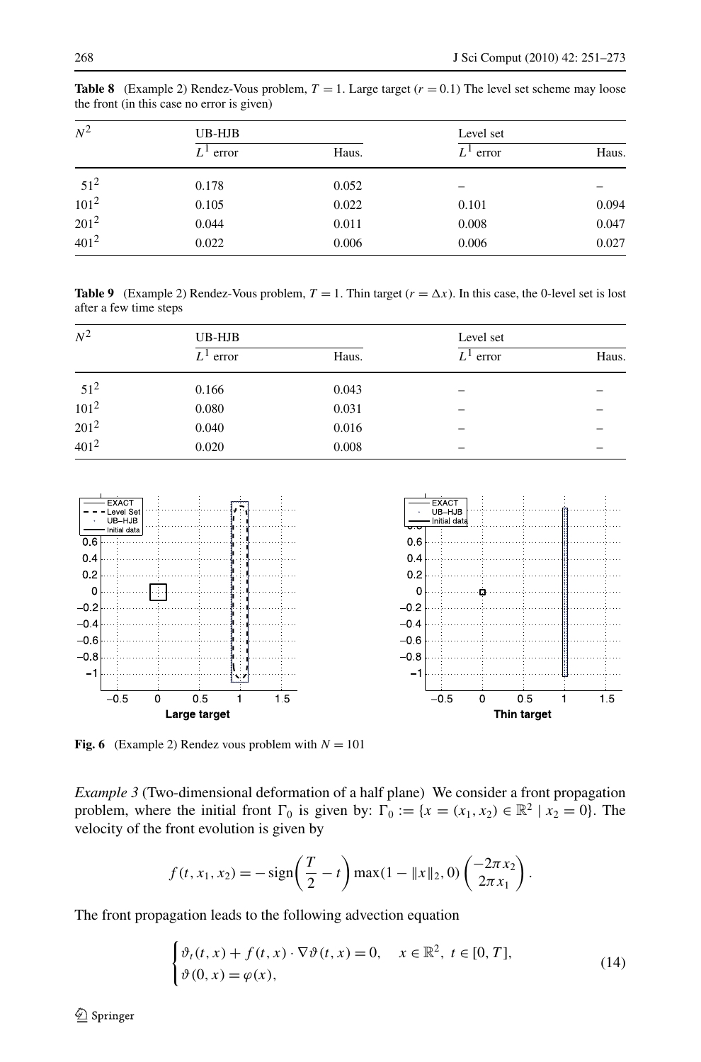**Table 8** (Example 2) Rendez-Vous problem, $T = 1$. Large target ($r = 0.1$) The level set scheme may loose the front (in this case no error is given)

| $N^2$ | UB-HJB | | Level set | |
|---|---|---|---|---|
| | $L^1$ error | Haus. | $L^1$ error | Haus. |
| $51^2$ | 0.178 | 0.052 | – | – |
| $101^2$ | 0.105 | 0.022 | 0.101 | 0.094 |
| $201^2$ | 0.044 | 0.011 | 0.008 | 0.047 |
| $401^2$ | 0.022 | 0.006 | 0.006 | 0.027 |

**Table 9** (Example 2) Rendez-Vous problem, $T = 1$. Thin target ($r = \Delta x$). In this case, the 0-level set is lost after a few time steps

| $N^2$ | UB-HJB | | Level set | |
|---|---|---|---|---|
| | $L^1$ error | Haus. | $L^1$ error | Haus. |
| $51^2$ | 0.166 | 0.043 | – | – |
| $101^2$ | 0.080 | 0.031 | – | – |
| $201^2$ | 0.040 | 0.016 | – | – |
| $401^2$ | 0.020 | 0.008 | – | – |

**Fig. 6** (Example 2) Rendez vous problem with $N = 101$

*Example 3* (Two-dimensional deformation of a half plane) We consider a front propagation problem, where the initial front $\Gamma_0$ is given by: $\Gamma_0 := \{x = (x_1, x_2) \in \mathbb{R}^2 \mid x_2 = 0\}$. The velocity of the front evolution is given by

$$f(t, x_1, x_2) = -\operatorname{sign}\left(\frac{T}{2} - t\right) \max(1 - \|x\|_2, 0) \begin{pmatrix} -2\pi x_2 \\ 2\pi x_1 \end{pmatrix}.$$

The front propagation leads to the following advection equation

$$\begin{cases} \vartheta_t(t, x) + f(t, x) \cdot \nabla \vartheta(t, x) = 0, & x \in \mathbb{R}^2,\ t \in [0, T], \\ \vartheta(0, x) = \varphi(x), \end{cases} \tag{14}$$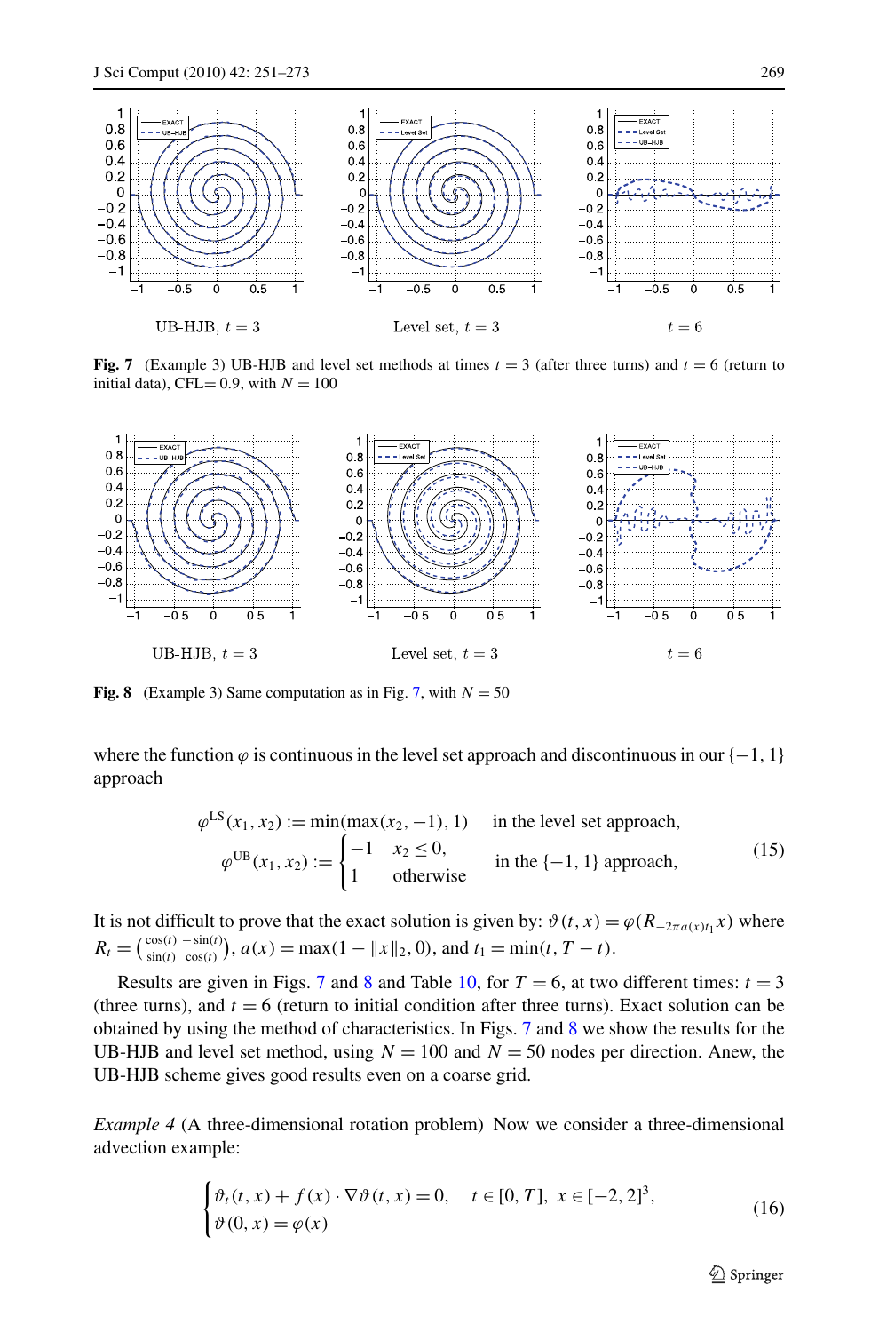UB-HJB, $t = 3$ Level set, $t = 3$ $t = 6$

**Fig. 7** (Example 3) UB-HJB and level set methods at times $t = 3$ (after three turns) and $t = 6$ (return to initial data), CFL$= 0.9$, with $N = 100$

UB-HJB, $t = 3$ Level set, $t = 3$ $t = 6$

**Fig. 8** (Example 3) Same computation as in Fig. 7, with $N = 50$

where the function $\varphi$ is continuous in the level set approach and discontinuous in our $\{-1, 1\}$ approach

$$
\begin{aligned}
\varphi^{\mathrm{LS}}(x_1, x_2) &:= \min(\max(x_2, -1), 1) \quad \text{in the level set approach,} \\
\varphi^{\mathrm{UB}}(x_1, x_2) &:= \begin{cases} -1 & x_2 \le 0, \\ 1 & \text{otherwise} \end{cases} \quad \text{in the } \{-1, 1\} \text{ approach,}
\end{aligned}
\tag{15}
$$

It is not difficult to prove that the exact solution is given by: $\vartheta(t, x) = \varphi(R_{-2\pi a(x) t_1} x)$ where $R_t = \begin{pmatrix} \cos(t) & -\sin(t) \\ \sin(t) & \cos(t) \end{pmatrix}$, $a(x) = \max(1 - \|x\|_2, 0)$, and $t_1 = \min(t, T - t)$.

Results are given in Figs. 7 and 8 and Table 10, for $T = 6$, at two different times: $t = 3$ (three turns), and $t = 6$ (return to initial condition after three turns). Exact solution can be obtained by using the method of characteristics. In Figs. 7 and 8 we show the results for the UB-HJB and level set method, using $N = 100$ and $N = 50$ nodes per direction. Anew, the UB-HJB scheme gives good results even on a coarse grid.

*Example 4* (A three-dimensional rotation problem) Now we consider a three-dimensional advection example:

$$
\begin{cases} \vartheta_t(t, x) + f(x) \cdot \nabla \vartheta(t, x) = 0, & t \in [0, T], \ x \in [-2, 2]^3, \\ \vartheta(0, x) = \varphi(x) \end{cases}
\tag{16}
$$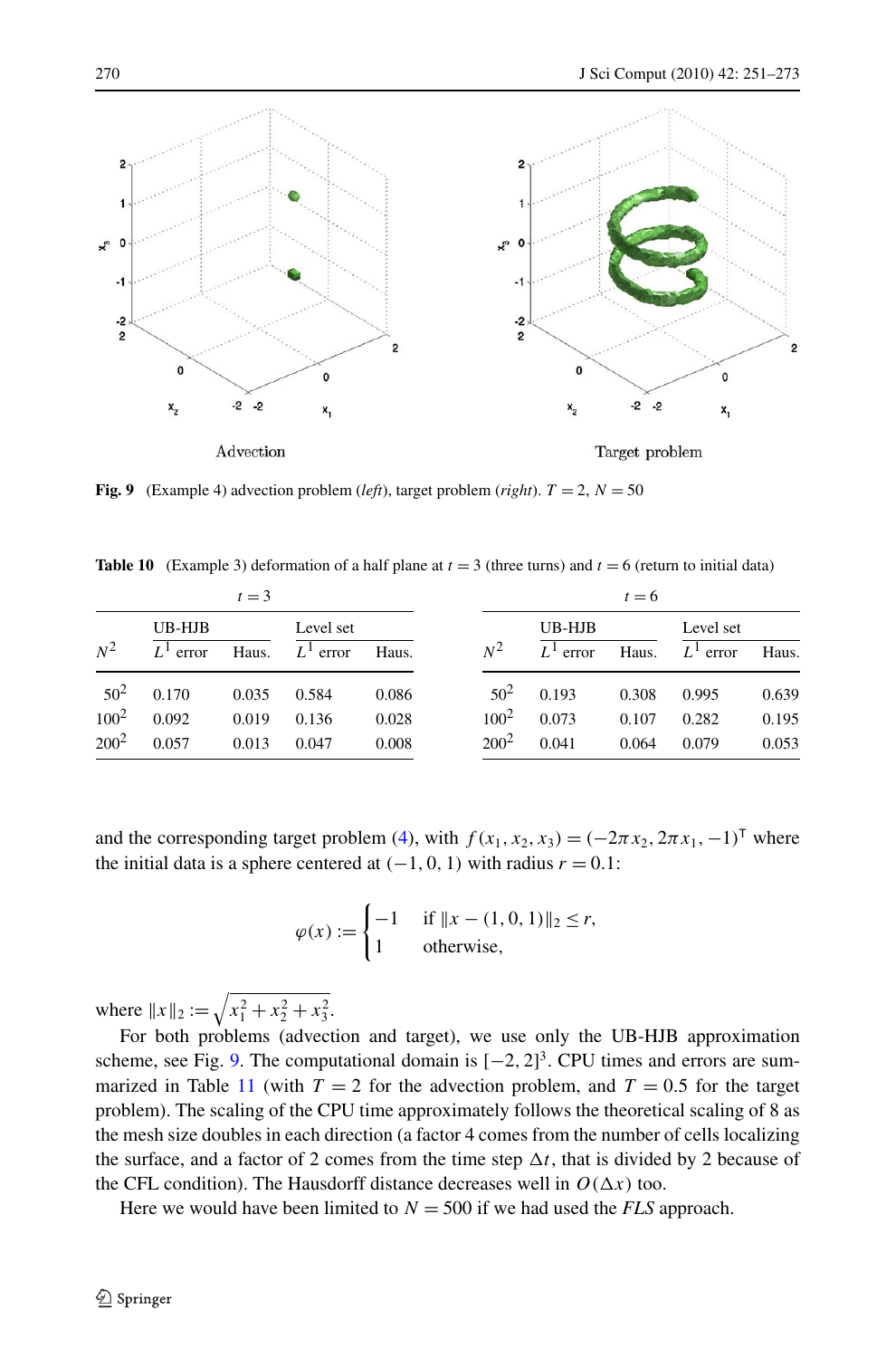**Fig. 9** (Example 4) advection problem (*left*), target problem (*right*). $T = 2$, $N = 50$

**Table 10** (Example 3) deformation of a half plane at $t = 3$ (three turns) and $t = 6$ (return to initial data)

| | $t=3$ | | | | $t=6$ | | | |
|---|---|---|---|---|---|---|---|---|
| | UB-HJB | | Level set | | UB-HJB | | Level set | |
| $N^2$ | $L^1$ error | Haus. | $L^1$ error | Haus. | $L^1$ error | Haus. | $L^1$ error | Haus. |
| $50^2$ | 0.170 | 0.035 | 0.584 | 0.086 | 0.193 | 0.308 | 0.995 | 0.639 |
| $100^2$ | 0.092 | 0.019 | 0.136 | 0.028 | 0.073 | 0.107 | 0.282 | 0.195 |
| $200^2$ | 0.057 | 0.013 | 0.047 | 0.008 | 0.041 | 0.064 | 0.079 | 0.053 |

and the corresponding target problem (4), with $f(x_1, x_2, x_3) = (-2\pi x_2, 2\pi x_1, -1)^{\mathsf{T}}$ where the initial data is a sphere centered at $(-1, 0, 1)$ with radius $r = 0.1$:

$$\varphi(x) := \begin{cases} -1 & \text{if } \|x - (1, 0, 1)\|_2 \le r, \\ 1 & \text{otherwise,} \end{cases}$$

where $\|x\|_2 := \sqrt{x_1^2 + x_2^2 + x_3^2}$.

For both problems (advection and target), we use only the UB-HJB approximation scheme, see Fig. 9. The computational domain is $[-2, 2]^3$. CPU times and errors are summarized in Table 11 (with $T = 2$ for the advection problem, and $T = 0.5$ for the target problem). The scaling of the CPU time approximately follows the theoretical scaling of 8 as the mesh size doubles in each direction (a factor 4 comes from the number of cells localizing the surface, and a factor of 2 comes from the time step $\Delta t$, that is divided by 2 because of the CFL condition). The Hausdorff distance decreases well in $O(\Delta x)$ too.

Here we would have been limited to $N = 500$ if we had used the *FLS* approach.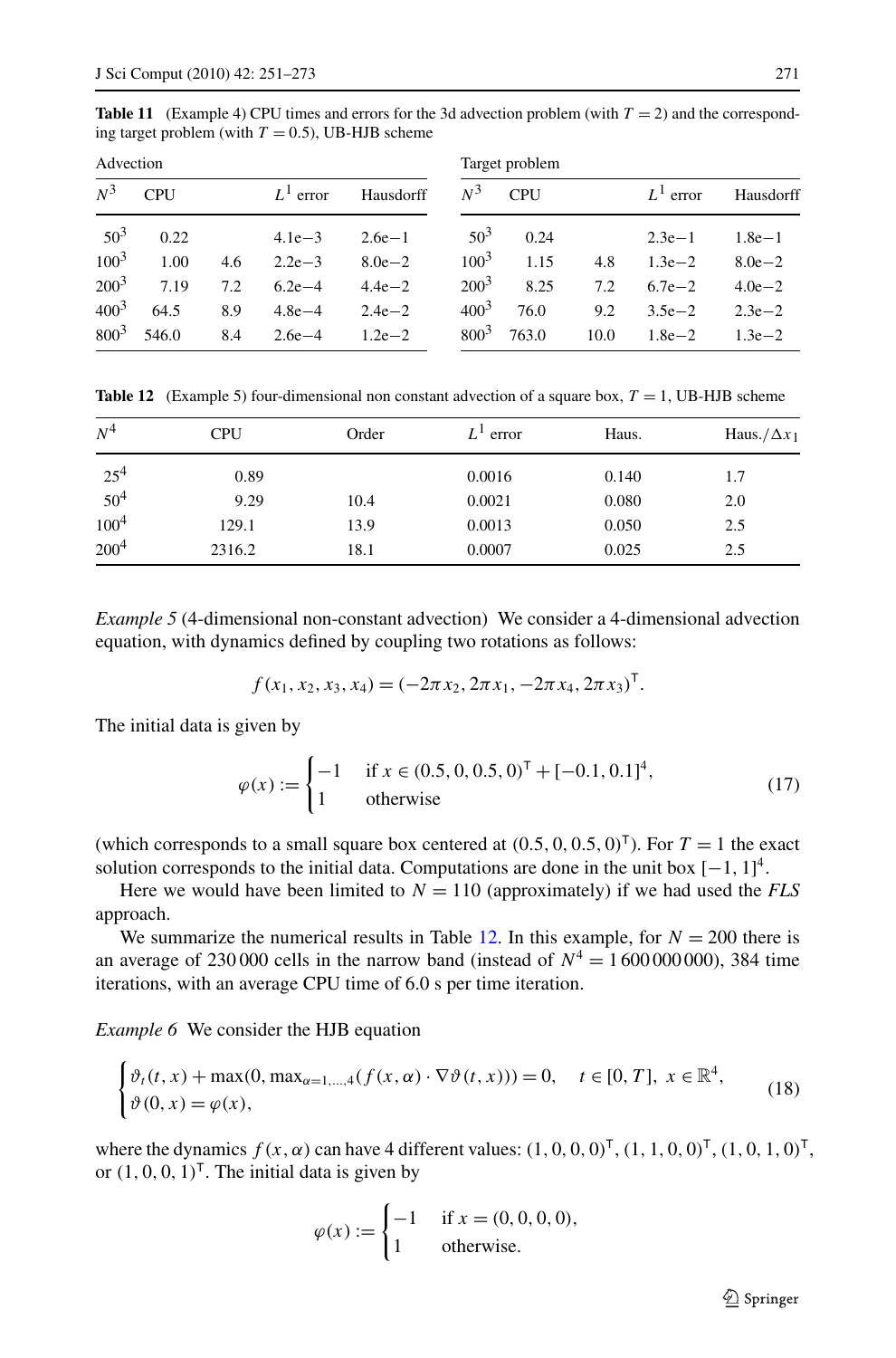**Table 11** (Example 4) CPU times and errors for the 3d advection problem (with $T = 2$) and the corresponding target problem (with $T = 0.5$), UB-HJB scheme

| Advection | | | | | Target problem | | | | |
|---|---|---|---|---|---|---|---|---|---|
| $N^3$ | CPU | | $L^1$ error | Hausdorff | $N^3$ | CPU | | $L^1$ error | Hausdorff |
| $50^3$ | 0.22 | | 4.1e−3 | 2.6e−1 | $50^3$ | 0.24 | | 2.3e−1 | 1.8e−1 |
| $100^3$ | 1.00 | 4.6 | 2.2e−3 | 8.0e−2 | $100^3$ | 1.15 | 4.8 | 1.3e−2 | 8.0e−2 |
| $200^3$ | 7.19 | 7.2 | 6.2e−4 | 4.4e−2 | $200^3$ | 8.25 | 7.2 | 6.7e−2 | 4.0e−2 |
| $400^3$ | 64.5 | 8.9 | 4.8e−4 | 2.4e−2 | $400^3$ | 76.0 | 9.2 | 3.5e−2 | 2.3e−2 |
| $800^3$ | 546.0 | 8.4 | 2.6e−4 | 1.2e−2 | $800^3$ | 763.0 | 10.0 | 1.8e−2 | 1.3e−2 |

**Table 12** (Example 5) four-dimensional non constant advection of a square box, $T = 1$, UB-HJB scheme

| $N^4$ | CPU | Order | $L^1$ error | Haus. | Haus./$\Delta x_1$ |
|---|---|---|---|---|---|
| $25^4$ | 0.89 | | 0.0016 | 0.140 | 1.7 |
| $50^4$ | 9.29 | 10.4 | 0.0021 | 0.080 | 2.0 |
| $100^4$ | 129.1 | 13.9 | 0.0013 | 0.050 | 2.5 |
| $200^4$ | 2316.2 | 18.1 | 0.0007 | 0.025 | 2.5 |

*Example 5* (4-dimensional non-constant advection) We consider a 4-dimensional advection equation, with dynamics defined by coupling two rotations as follows:

$$f(x_1, x_2, x_3, x_4) = (-2\pi x_2, 2\pi x_1, -2\pi x_4, 2\pi x_3)^{\mathsf{T}}.$$

The initial data is given by

$$\varphi(x) := \begin{cases} -1 & \text{if } x \in (0.5, 0, 0.5, 0)^{\mathsf{T}} + [-0.1, 0.1]^4, \\ 1 & \text{otherwise} \end{cases} \tag{17}$$

(which corresponds to a small square box centered at $(0.5, 0, 0.5, 0)^{\mathsf{T}}$). For $T = 1$ the exact solution corresponds to the initial data. Computations are done in the unit box $[-1, 1]^4$.

Here we would have been limited to $N = 110$ (approximately) if we had used the *FLS* approach.

We summarize the numerical results in Table 12. In this example, for $N = 200$ there is an average of 230 000 cells in the narrow band (instead of $N^4 = 1\,600\,000\,000$), 384 time iterations, with an average CPU time of 6.0 s per time iteration.

*Example 6* We consider the HJB equation

$$\begin{cases} \vartheta_t(t, x) + \max(0, \max_{\alpha=1,\dots,4}(f(x, \alpha) \cdot \nabla\vartheta(t, x))) = 0, & t \in [0, T],\ x \in \mathbb{R}^4, \\ \vartheta(0, x) = \varphi(x), \end{cases} \tag{18}$$

where the dynamics $f(x, \alpha)$ can have 4 different values: $(1, 0, 0, 0)^{\mathsf{T}}$, $(1, 1, 0, 0)^{\mathsf{T}}$, $(1, 0, 1, 0)^{\mathsf{T}}$, or $(1, 0, 0, 1)^{\mathsf{T}}$. The initial data is given by

$$\varphi(x) := \begin{cases} -1 & \text{if } x = (0, 0, 0, 0), \\ 1 & \text{otherwise.} \end{cases}$$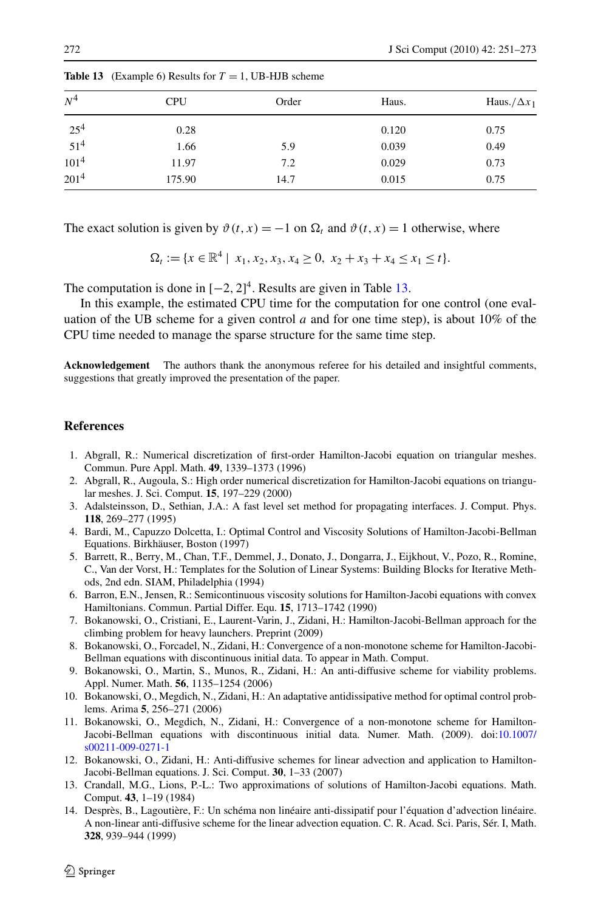**Table 13** (Example 6) Results for $T = 1$, UB-HJB scheme

| $N^4$ | CPU | Order | Haus. | Haus./$\Delta x_1$ |
|---|---|---|---|---|
| $25^4$ | 0.28 | | 0.120 | 0.75 |
| $51^4$ | 1.66 | 5.9 | 0.039 | 0.49 |
| $101^4$ | 11.97 | 7.2 | 0.029 | 0.73 |
| $201^4$ | 175.90 | 14.7 | 0.015 | 0.75 |

The exact solution is given by $\vartheta(t, x) = -1$ on $\Omega_t$ and $\vartheta(t, x) = 1$ otherwise, where

$$\Omega_t := \{x \in \mathbb{R}^4 \mid x_1, x_2, x_3, x_4 \geq 0,\ x_2 + x_3 + x_4 \leq x_1 \leq t\}.$$

The computation is done in $[-2, 2]^4$. Results are given in Table 13.

In this example, the estimated CPU time for the computation for one control (one evaluation of the UB scheme for a given control $a$ and for one time step), is about 10% of the CPU time needed to manage the sparse structure for the same time step.

**Acknowledgement** The authors thank the anonymous referee for his detailed and insightful comments, suggestions that greatly improved the presentation of the paper.

## References

1. Abgrall, R.: Numerical discretization of first-order Hamilton-Jacobi equation on triangular meshes. Commun. Pure Appl. Math. **49**, 1339–1373 (1996)
2. Abgrall, R., Augoula, S.: High order numerical discretization for Hamilton-Jacobi equations on triangular meshes. J. Sci. Comput. **15**, 197–229 (2000)
3. Adalsteinsson, D., Sethian, J.A.: A fast level set method for propagating interfaces. J. Comput. Phys. **118**, 269–277 (1995)
4. Bardi, M., Capuzzo Dolcetta, I.: Optimal Control and Viscosity Solutions of Hamilton-Jacobi-Bellman Equations. Birkhäuser, Boston (1997)
5. Barrett, R., Berry, M., Chan, T.F., Demmel, J., Donato, J., Dongarra, J., Eijkhout, V., Pozo, R., Romine, C., Van der Vorst, H.: Templates for the Solution of Linear Systems: Building Blocks for Iterative Methods, 2nd edn. SIAM, Philadelphia (1994)
6. Barron, E.N., Jensen, R.: Semicontinuous viscosity solutions for Hamilton-Jacobi equations with convex Hamiltonians. Commun. Partial Differ. Equ. **15**, 1713–1742 (1990)
7. Bokanowski, O., Cristiani, E., Laurent-Varin, J., Zidani, H.: Hamilton-Jacobi-Bellman approach for the climbing problem for heavy launchers. Preprint (2009)
8. Bokanowski, O., Forcadel, N., Zidani, H.: Convergence of a non-monotone scheme for Hamilton-Jacobi-Bellman equations with discontinuous initial data. To appear in Math. Comput.
9. Bokanowski, O., Martin, S., Munos, R., Zidani, H.: An anti-diffusive scheme for viability problems. Appl. Numer. Math. **56**, 1135–1254 (2006)
10. Bokanowski, O., Megdich, N., Zidani, H.: An adaptative antidissipative method for optimal control problems. Arima **5**, 256–271 (2006)
11. Bokanowski, O., Megdich, N., Zidani, H.: Convergence of a non-monotone scheme for Hamilton-Jacobi-Bellman equations with discontinuous initial data. Numer. Math. (2009). doi:10.1007/s00211-009-0271-1
12. Bokanowski, O., Zidani, H.: Anti-diffusive schemes for linear advection and application to Hamilton-Jacobi-Bellman equations. J. Sci. Comput. **30**, 1–33 (2007)
13. Crandall, M.G., Lions, P.-L.: Two approximations of solutions of Hamilton-Jacobi equations. Math. Comput. **43**, 1–19 (1984)
14. Després, B., Lagoutière, F.: Un schéma non linéaire anti-dissipatif pour l'équation d'advection linéaire. A non-linear anti-diffusive scheme for the linear advection equation. C. R. Acad. Sci. Paris, Sér. I, Math. **328**, 939–944 (1999)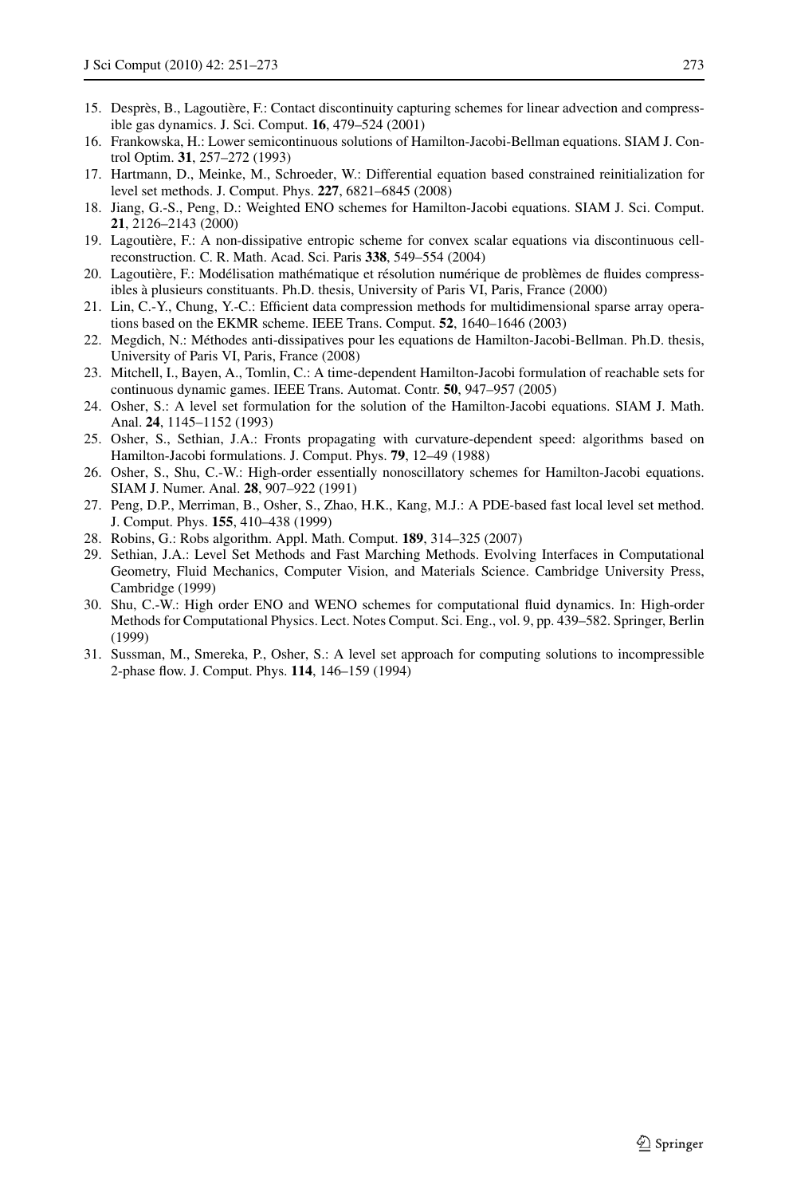15. Desprès, B., Lagoutière, F.: Contact discontinuity capturing schemes for linear advection and compressible gas dynamics. J. Sci. Comput. **16**, 479–524 (2001)
16. Frankowska, H.: Lower semicontinuous solutions of Hamilton-Jacobi-Bellman equations. SIAM J. Control Optim. **31**, 257–272 (1993)
17. Hartmann, D., Meinke, M., Schroeder, W.: Differential equation based constrained reinitialization for level set methods. J. Comput. Phys. **227**, 6821–6845 (2008)
18. Jiang, G.-S., Peng, D.: Weighted ENO schemes for Hamilton-Jacobi equations. SIAM J. Sci. Comput. **21**, 2126–2143 (2000)
19. Lagoutière, F.: A non-dissipative entropic scheme for convex scalar equations via discontinuous cell-reconstruction. C. R. Math. Acad. Sci. Paris **338**, 549–554 (2004)
20. Lagoutière, F.: Modélisation mathématique et résolution numérique de problèmes de fluides compressibles à plusieurs constituants. Ph.D. thesis, University of Paris VI, Paris, France (2000)
21. Lin, C.-Y., Chung, Y.-C.: Efficient data compression methods for multidimensional sparse array operations based on the EKMR scheme. IEEE Trans. Comput. **52**, 1640–1646 (2003)
22. Megdich, N.: Méthodes anti-dissipatives pour les equations de Hamilton-Jacobi-Bellman. Ph.D. thesis, University of Paris VI, Paris, France (2008)
23. Mitchell, I., Bayen, A., Tomlin, C.: A time-dependent Hamilton-Jacobi formulation of reachable sets for continuous dynamic games. IEEE Trans. Automat. Contr. **50**, 947–957 (2005)
24. Osher, S.: A level set formulation for the solution of the Hamilton-Jacobi equations. SIAM J. Math. Anal. **24**, 1145–1152 (1993)
25. Osher, S., Sethian, J.A.: Fronts propagating with curvature-dependent speed: algorithms based on Hamilton-Jacobi formulations. J. Comput. Phys. **79**, 12–49 (1988)
26. Osher, S., Shu, C.-W.: High-order essentially nonoscillatory schemes for Hamilton-Jacobi equations. SIAM J. Numer. Anal. **28**, 907–922 (1991)
27. Peng, D.P., Merriman, B., Osher, S., Zhao, H.K., Kang, M.J.: A PDE-based fast local level set method. J. Comput. Phys. **155**, 410–438 (1999)
28. Robins, G.: Robs algorithm. Appl. Math. Comput. **189**, 314–325 (2007)
29. Sethian, J.A.: Level Set Methods and Fast Marching Methods. Evolving Interfaces in Computational Geometry, Fluid Mechanics, Computer Vision, and Materials Science. Cambridge University Press, Cambridge (1999)
30. Shu, C.-W.: High order ENO and WENO schemes for computational fluid dynamics. In: High-order Methods for Computational Physics. Lect. Notes Comput. Sci. Eng., vol. 9, pp. 439–582. Springer, Berlin (1999)
31. Sussman, M., Smereka, P., Osher, S.: A level set approach for computing solutions to incompressible 2-phase flow. J. Comput. Phys. **114**, 146–159 (1994)